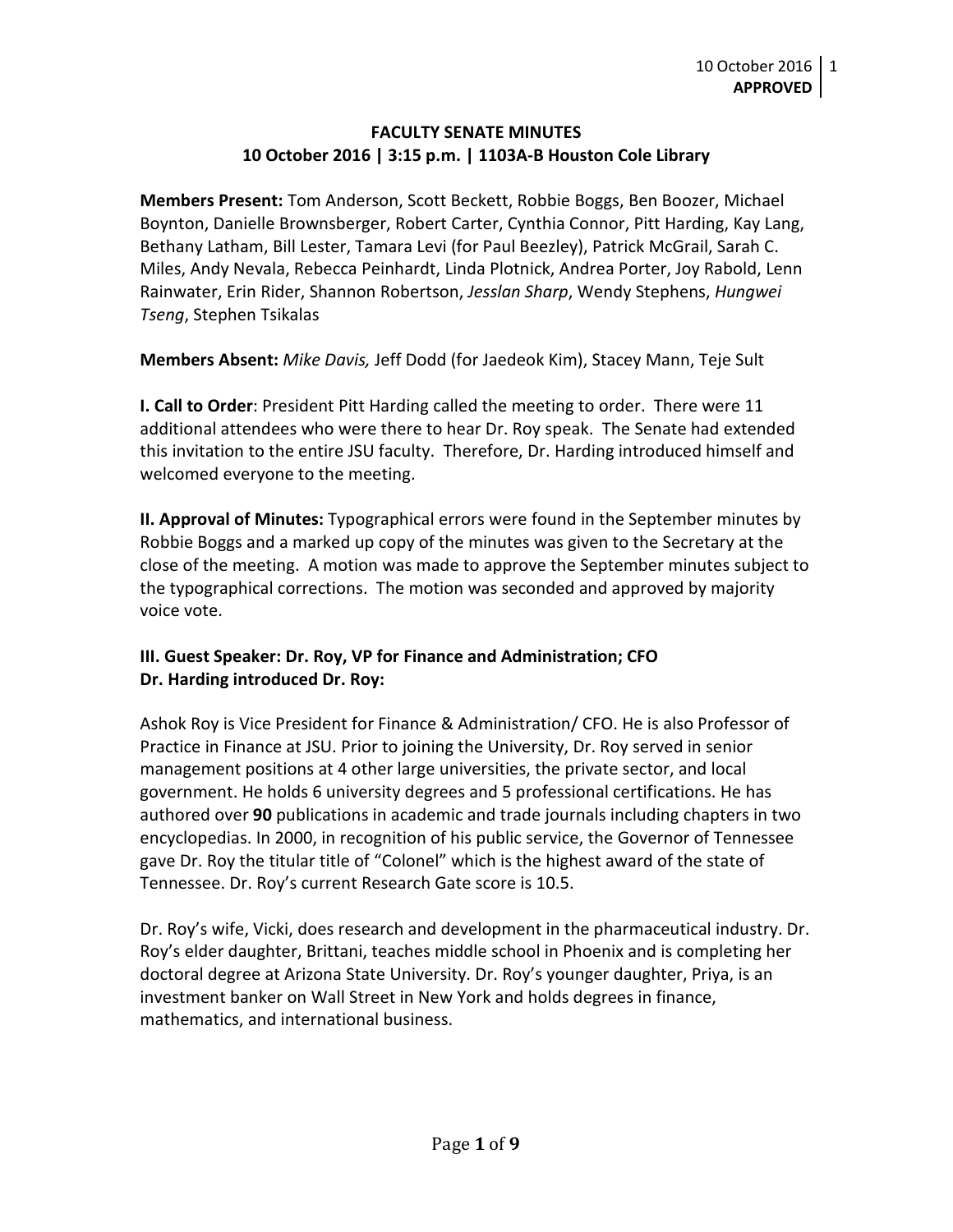# FACULTY SENATE MINUTES

## 10 October 2016 | 3:15 p.m. | 1103A-B Houston Cole Library

**Members Present:** Tom Anderson, Scott Beckett, Robbie Boggs, Ben Boozer, Michael Boynton, Danielle Brownsberger, Robert Carter, Cynthia Connor, Pitt Harding, Kay Lang, Bethany Latham, Bill Lester, Tamara Levi (for Paul Beezley), Patrick McGrail, Sarah C. Miles, Andy Nevala, Rebecca Peinhardt, Linda Plotnick, Andrea Porter, Joy Rabold, Lenn Rainwater, Erin Rider, Shannon Robertson, *Jesslan Sharp*, Wendy Stephens, *Hungwei Tseng*, Stephen Tsikalas

**Members Absent:** *Mike Davis,* Jeff Dodd (for Jaedeok Kim), Stacey Mann, Teje Sult

**I. Call to Order**: President Pitt Harding called the meeting to order. There were 11 additional attendees who were there to hear Dr. Roy speak. The Senate had extended this invitation to the entire JSU faculty. Therefore, Dr. Harding introduced himself and welcomed everyone to the meeting.

**II. Approval of Minutes:** Typographical errors were found in the September minutes by Robbie Boggs and a marked up copy of the minutes was given to the Secretary at the close of the meeting. A motion was made to approve the September minutes subject to the typographical corrections. The motion was seconded and approved by majority voice vote.

**III. Guest Speaker: Dr. Roy, VP for Finance and Administration; CFO**
**Dr. Harding introduced Dr. Roy:**

Ashok Roy is Vice President for Finance & Administration/ CFO. He is also Professor of Practice in Finance at JSU. Prior to joining the University, Dr. Roy served in senior management positions at 4 other large universities, the private sector, and local government. He holds 6 university degrees and 5 professional certifications. He has authored over **90** publications in academic and trade journals including chapters in two encyclopedias. In 2000, in recognition of his public service, the Governor of Tennessee gave Dr. Roy the titular title of "Colonel" which is the highest award of the state of Tennessee. Dr. Roy's current Research Gate score is 10.5.

Dr. Roy's wife, Vicki, does research and development in the pharmaceutical industry. Dr. Roy's elder daughter, Brittani, teaches middle school in Phoenix and is completing her doctoral degree at Arizona State University. Dr. Roy's younger daughter, Priya, is an investment banker on Wall Street in New York and holds degrees in finance, mathematics, and international business.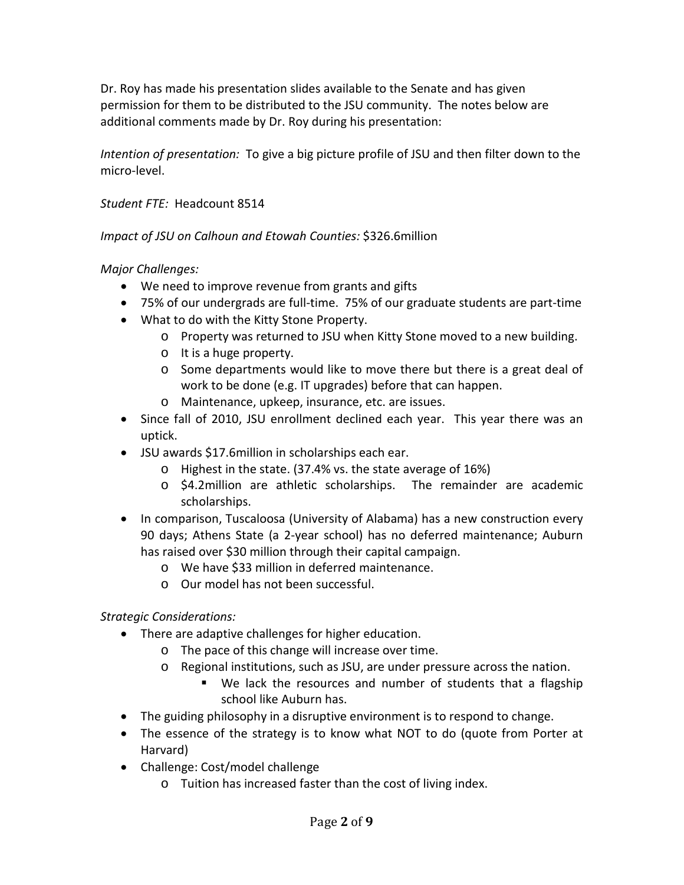Dr. Roy has made his presentation slides available to the Senate and has given permission for them to be distributed to the JSU community. The notes below are additional comments made by Dr. Roy during his presentation:

*Intention of presentation:* To give a big picture profile of JSU and then filter down to the micro-level.

*Student FTE:* Headcount 8514

*Impact of JSU on Calhoun and Etowah Counties:* $326.6million

*Major Challenges:*

- We need to improve revenue from grants and gifts
- 75% of our undergrads are full-time. 75% of our graduate students are part-time
- What to do with the Kitty Stone Property.
  - Property was returned to JSU when Kitty Stone moved to a new building.
  - It is a huge property.
  - Some departments would like to move there but there is a great deal of work to be done (e.g. IT upgrades) before that can happen.
  - Maintenance, upkeep, insurance, etc. are issues.
- Since fall of 2010, JSU enrollment declined each year. This year there was an uptick.
- JSU awards $17.6million in scholarships each ear.
  - Highest in the state. (37.4% vs. the state average of 16%)
  - $4.2million are athletic scholarships. The remainder are academic scholarships.
- In comparison, Tuscaloosa (University of Alabama) has a new construction every 90 days; Athens State (a 2-year school) has no deferred maintenance; Auburn has raised over $30 million through their capital campaign.
  - We have $33 million in deferred maintenance.
  - Our model has not been successful.

*Strategic Considerations:*

- There are adaptive challenges for higher education.
  - The pace of this change will increase over time.
  - Regional institutions, such as JSU, are under pressure across the nation.
    - We lack the resources and number of students that a flagship school like Auburn has.
- The guiding philosophy in a disruptive environment is to respond to change.
- The essence of the strategy is to know what NOT to do (quote from Porter at Harvard)
- Challenge: Cost/model challenge
  - Tuition has increased faster than the cost of living index.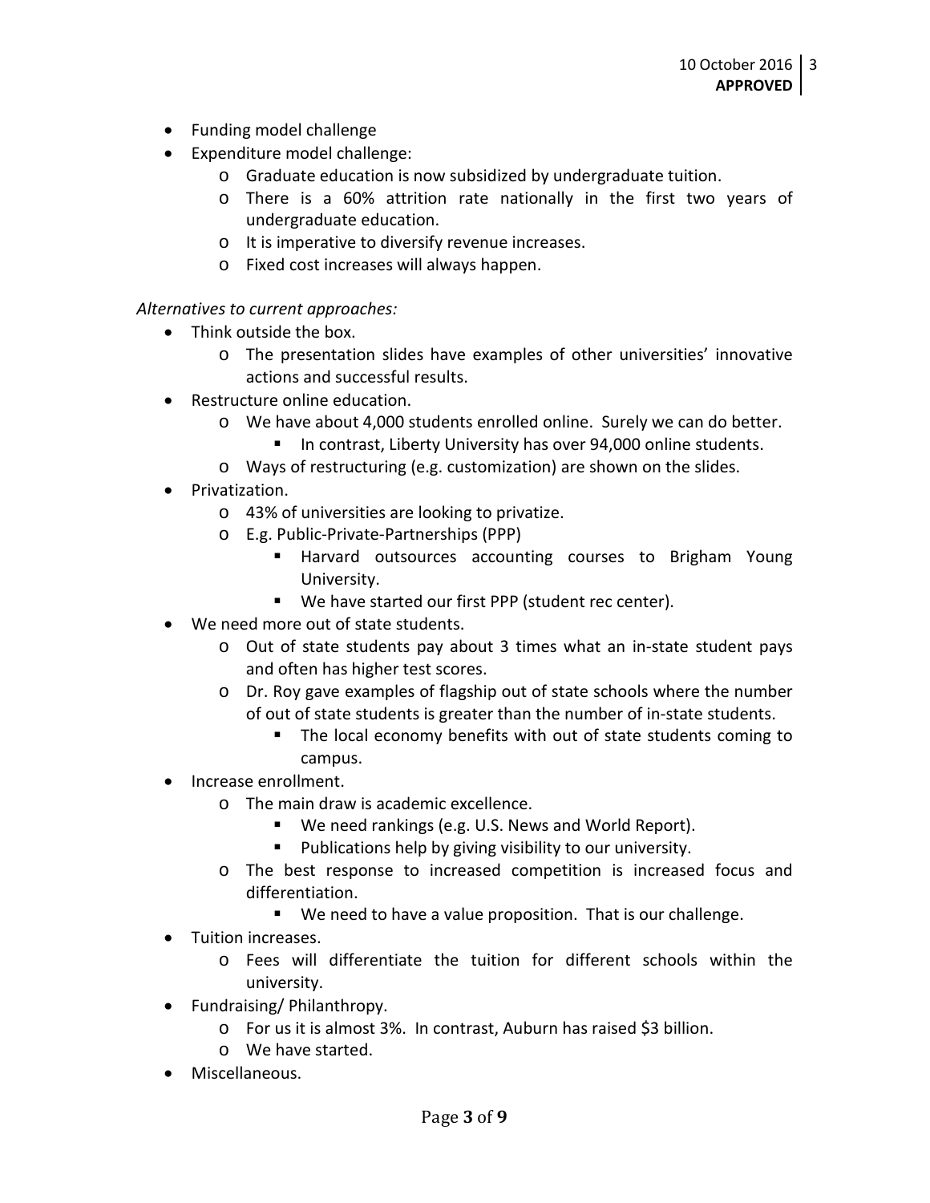- Funding model challenge
- Expenditure model challenge:
  - Graduate education is now subsidized by undergraduate tuition.
  - There is a 60% attrition rate nationally in the first two years of undergraduate education.
  - It is imperative to diversify revenue increases.
  - Fixed cost increases will always happen.

*Alternatives to current approaches:*

- Think outside the box.
  - The presentation slides have examples of other universities' innovative actions and successful results.
- Restructure online education.
  - We have about 4,000 students enrolled online. Surely we can do better.
    - In contrast, Liberty University has over 94,000 online students.
  - Ways of restructuring (e.g. customization) are shown on the slides.
- Privatization.
  - 43% of universities are looking to privatize.
  - E.g. Public-Private-Partnerships (PPP)
    - Harvard outsources accounting courses to Brigham Young University.
    - We have started our first PPP (student rec center).
- We need more out of state students.
  - Out of state students pay about 3 times what an in-state student pays and often has higher test scores.
  - Dr. Roy gave examples of flagship out of state schools where the number of out of state students is greater than the number of in-state students.
    - The local economy benefits with out of state students coming to campus.
- Increase enrollment.
  - The main draw is academic excellence.
    - We need rankings (e.g. U.S. News and World Report).
    - Publications help by giving visibility to our university.
  - The best response to increased competition is increased focus and differentiation.
    - We need to have a value proposition. That is our challenge.
- Tuition increases.
  - Fees will differentiate the tuition for different schools within the university.
- Fundraising/ Philanthropy.
  - For us it is almost 3%. In contrast, Auburn has raised $3 billion.
  - We have started.
- Miscellaneous.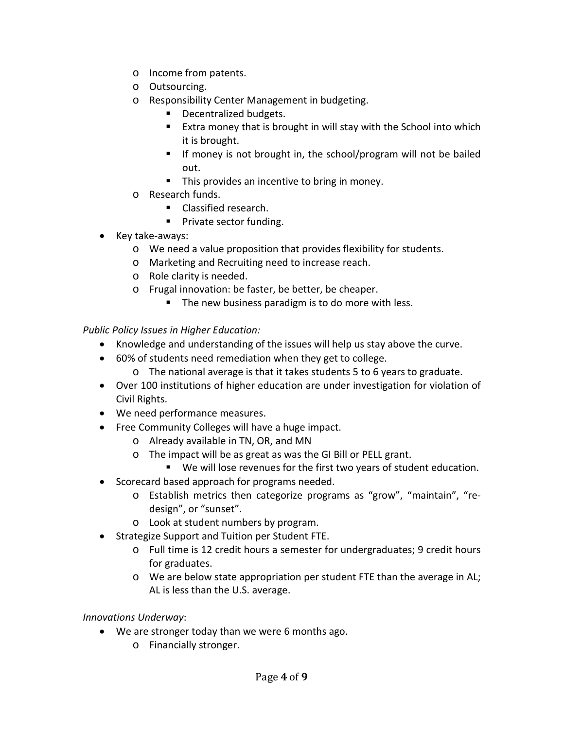- Income from patents.
  - Outsourcing.
  - Responsibility Center Management in budgeting.
    - Decentralized budgets.
    - Extra money that is brought in will stay with the School into which it is brought.
    - If money is not brought in, the school/program will not be bailed out.
    - This provides an incentive to bring in money.
  - Research funds.
    - Classified research.
    - Private sector funding.
- Key take-aways:
  - We need a value proposition that provides flexibility for students.
  - Marketing and Recruiting need to increase reach.
  - Role clarity is needed.
  - Frugal innovation: be faster, be better, be cheaper.
    - The new business paradigm is to do more with less.

*Public Policy Issues in Higher Education:*

- Knowledge and understanding of the issues will help us stay above the curve.
- 60% of students need remediation when they get to college.
  - The national average is that it takes students 5 to 6 years to graduate.
- Over 100 institutions of higher education are under investigation for violation of Civil Rights.
- We need performance measures.
- Free Community Colleges will have a huge impact.
  - Already available in TN, OR, and MN
  - The impact will be as great as was the GI Bill or PELL grant.
    - We will lose revenues for the first two years of student education.
- Scorecard based approach for programs needed.
  - Establish metrics then categorize programs as "grow", "maintain", "re-design", or "sunset".
  - Look at student numbers by program.
- Strategize Support and Tuition per Student FTE.
  - Full time is 12 credit hours a semester for undergraduates; 9 credit hours for graduates.
  - We are below state appropriation per student FTE than the average in AL; AL is less than the U.S. average.

*Innovations Underway*:

- We are stronger today than we were 6 months ago.
  - Financially stronger.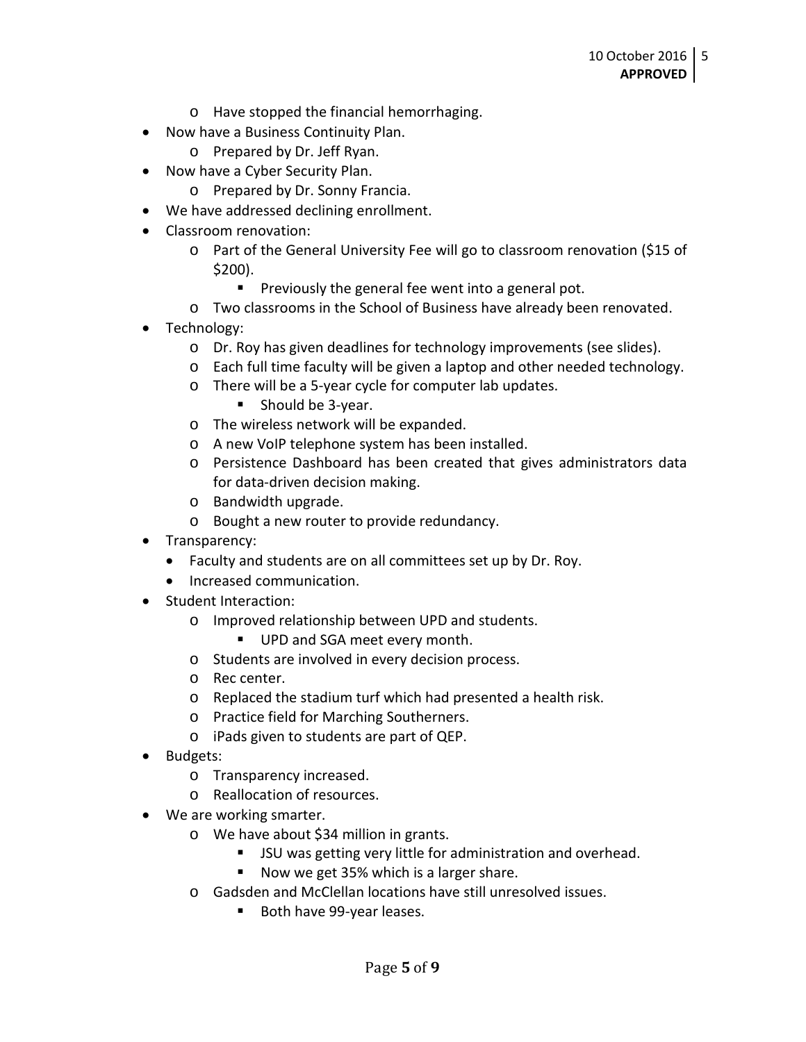- Have stopped the financial hemorrhaging.
- Now have a Business Continuity Plan.
    - Prepared by Dr. Jeff Ryan.
- Now have a Cyber Security Plan.
    - Prepared by Dr. Sonny Francia.
- We have addressed declining enrollment.
- Classroom renovation:
    - Part of the General University Fee will go to classroom renovation ($15 of $200).
        - Previously the general fee went into a general pot.
    - Two classrooms in the School of Business have already been renovated.
- Technology:
    - Dr. Roy has given deadlines for technology improvements (see slides).
    - Each full time faculty will be given a laptop and other needed technology.
    - There will be a 5-year cycle for computer lab updates.
        - Should be 3-year.
    - The wireless network will be expanded.
    - A new VoIP telephone system has been installed.
    - Persistence Dashboard has been created that gives administrators data for data-driven decision making.
    - Bandwidth upgrade.
    - Bought a new router to provide redundancy.
- Transparency:
    - Faculty and students are on all committees set up by Dr. Roy.
    - Increased communication.
- Student Interaction:
    - Improved relationship between UPD and students.
        - UPD and SGA meet every month.
    - Students are involved in every decision process.
    - Rec center.
    - Replaced the stadium turf which had presented a health risk.
    - Practice field for Marching Southerners.
    - iPads given to students are part of QEP.
- Budgets:
    - Transparency increased.
    - Reallocation of resources.
- We are working smarter.
    - We have about $34 million in grants.
        - JSU was getting very little for administration and overhead.
        - Now we get 35% which is a larger share.
    - Gadsden and McClellan locations have still unresolved issues.
        - Both have 99-year leases.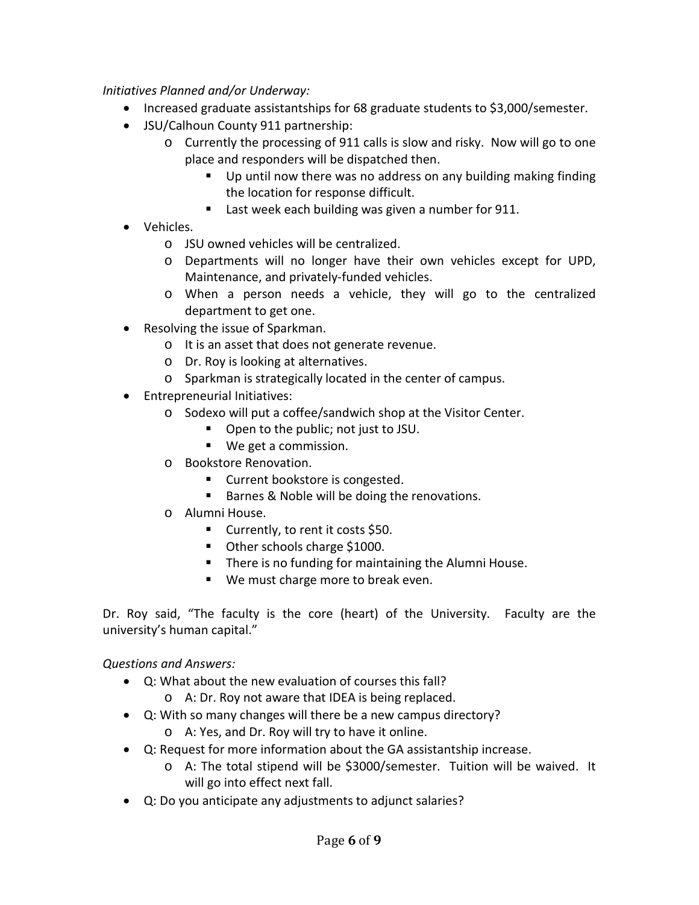*Initiatives Planned and/or Underway:*

- Increased graduate assistantships for 68 graduate students to $3,000/semester.
- JSU/Calhoun County 911 partnership:
    - Currently the processing of 911 calls is slow and risky. Now will go to one place and responders will be dispatched then.
        - Up until now there was no address on any building making finding the location for response difficult.
        - Last week each building was given a number for 911.
- Vehicles.
    - JSU owned vehicles will be centralized.
    - Departments will no longer have their own vehicles except for UPD, Maintenance, and privately-funded vehicles.
    - When a person needs a vehicle, they will go to the centralized department to get one.
- Resolving the issue of Sparkman.
    - It is an asset that does not generate revenue.
    - Dr. Roy is looking at alternatives.
    - Sparkman is strategically located in the center of campus.
- Entrepreneurial Initiatives:
    - Sodexo will put a coffee/sandwich shop at the Visitor Center.
        - Open to the public; not just to JSU.
        - We get a commission.
    - Bookstore Renovation.
        - Current bookstore is congested.
        - Barnes & Noble will be doing the renovations.
    - Alumni House.
        - Currently, to rent it costs $50.
        - Other schools charge $1000.
        - There is no funding for maintaining the Alumni House.
        - We must charge more to break even.

Dr. Roy said, "The faculty is the core (heart) of the University. Faculty are the university's human capital."

*Questions and Answers:*

- Q: What about the new evaluation of courses this fall?
    - A: Dr. Roy not aware that IDEA is being replaced.
- Q: With so many changes will there be a new campus directory?
    - A: Yes, and Dr. Roy will try to have it online.
- Q: Request for more information about the GA assistantship increase.
    - A: The total stipend will be $3000/semester. Tuition will be waived. It will go into effect next fall.
- Q: Do you anticipate any adjustments to adjunct salaries?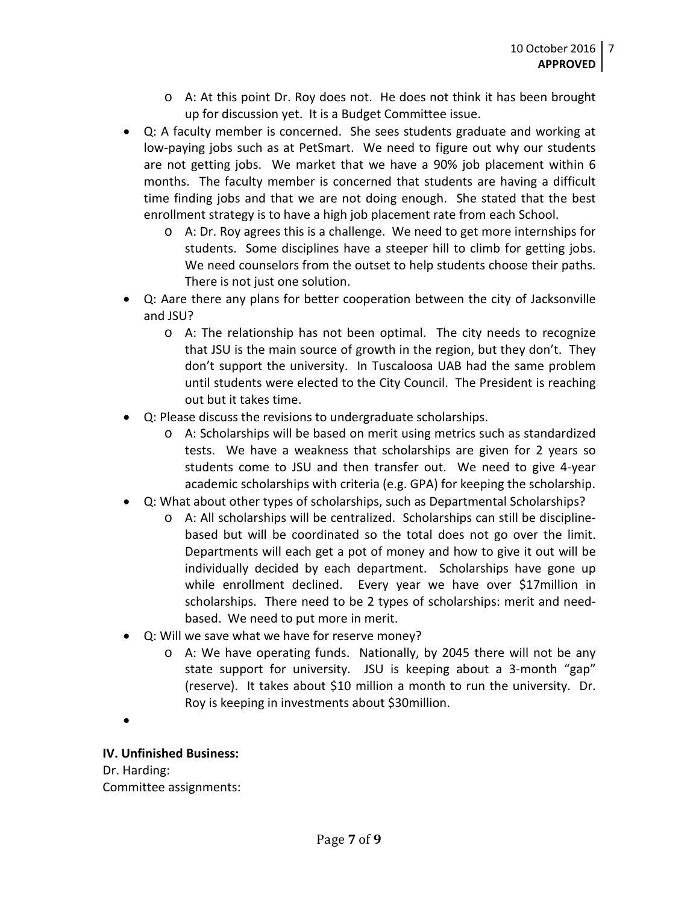- A: At this point Dr. Roy does not. He does not think it has been brought up for discussion yet. It is a Budget Committee issue.
- Q: A faculty member is concerned. She sees students graduate and working at low-paying jobs such as at PetSmart. We need to figure out why our students are not getting jobs. We market that we have a 90% job placement within 6 months. The faculty member is concerned that students are having a difficult time finding jobs and that we are not doing enough. She stated that the best enrollment strategy is to have a high job placement rate from each School.
  - A: Dr. Roy agrees this is a challenge. We need to get more internships for students. Some disciplines have a steeper hill to climb for getting jobs. We need counselors from the outset to help students choose their paths. There is not just one solution.
- Q: Aare there any plans for better cooperation between the city of Jacksonville and JSU?
  - A: The relationship has not been optimal. The city needs to recognize that JSU is the main source of growth in the region, but they don't. They don't support the university. In Tuscaloosa UAB had the same problem until students were elected to the City Council. The President is reaching out but it takes time.
- Q: Please discuss the revisions to undergraduate scholarships.
  - A: Scholarships will be based on merit using metrics such as standardized tests. We have a weakness that scholarships are given for 2 years so students come to JSU and then transfer out. We need to give 4-year academic scholarships with criteria (e.g. GPA) for keeping the scholarship.
- Q: What about other types of scholarships, such as Departmental Scholarships?
  - A: All scholarships will be centralized. Scholarships can still be discipline-based but will be coordinated so the total does not go over the limit. Departments will each get a pot of money and how to give it out will be individually decided by each department. Scholarships have gone up while enrollment declined. Every year we have over $17million in scholarships. There need to be 2 types of scholarships: merit and need-based. We need to put more in merit.
- Q: Will we save what we have for reserve money?
  - A: We have operating funds. Nationally, by 2045 there will not be any state support for university. JSU is keeping about a 3-month "gap" (reserve). It takes about $10 million a month to run the university. Dr. Roy is keeping in investments about $30million.
-

**IV. Unfinished Business:**

Dr. Harding:

Committee assignments: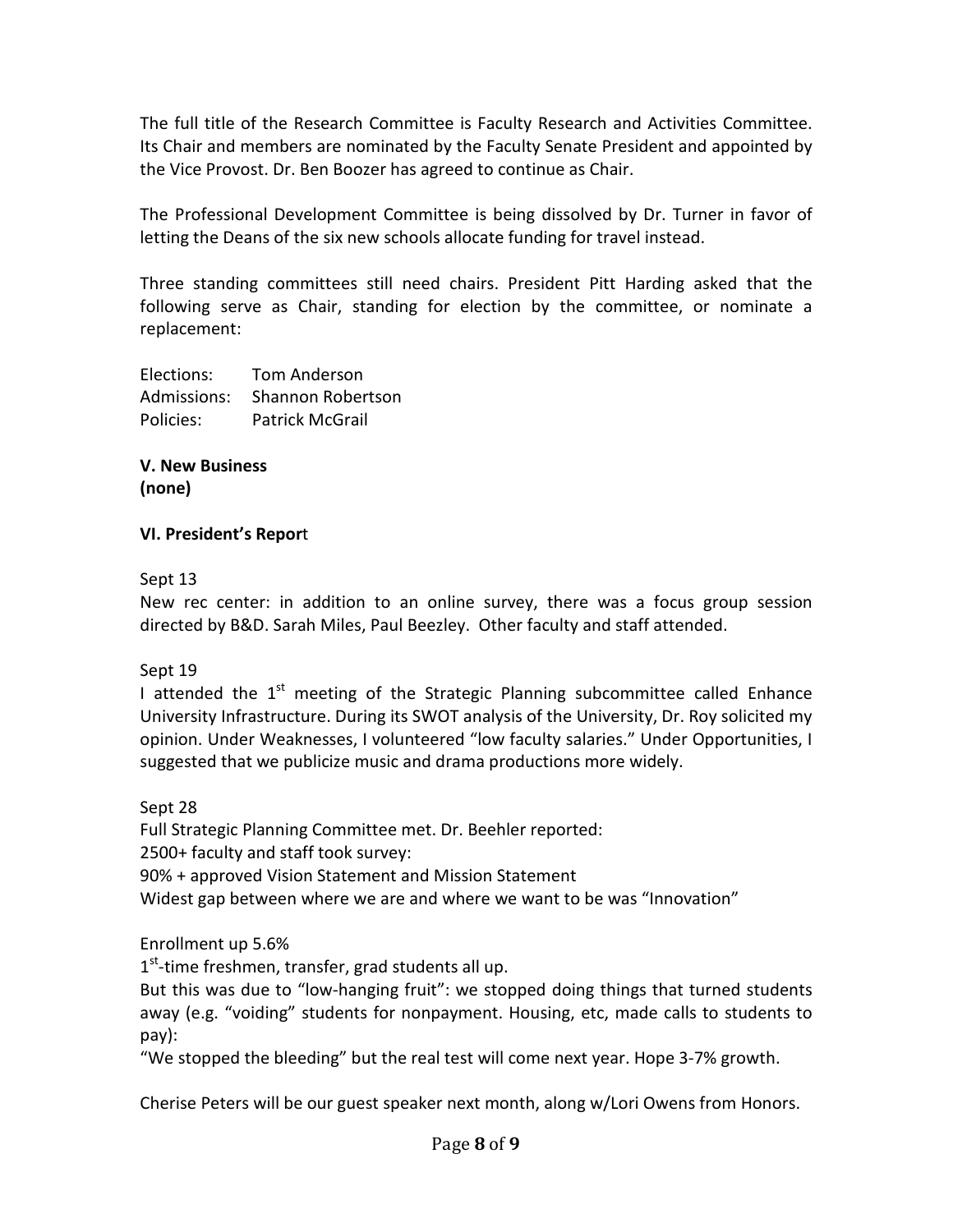The full title of the Research Committee is Faculty Research and Activities Committee. Its Chair and members are nominated by the Faculty Senate President and appointed by the Vice Provost. Dr. Ben Boozer has agreed to continue as Chair.

The Professional Development Committee is being dissolved by Dr. Turner in favor of letting the Deans of the six new schools allocate funding for travel instead.

Three standing committees still need chairs. President Pitt Harding asked that the following serve as Chair, standing for election by the committee, or nominate a replacement:

Elections: Tom Anderson
Admissions: Shannon Robertson
Policies: Patrick McGrail

**V. New Business**
**(none)**

**VI. President's Report**

Sept 13
New rec center: in addition to an online survey, there was a focus group session directed by B&D. Sarah Miles, Paul Beezley. Other faculty and staff attended.

Sept 19
I attended the 1st meeting of the Strategic Planning subcommittee called Enhance University Infrastructure. During its SWOT analysis of the University, Dr. Roy solicited my opinion. Under Weaknesses, I volunteered "low faculty salaries." Under Opportunities, I suggested that we publicize music and drama productions more widely.

Sept 28
Full Strategic Planning Committee met. Dr. Beehler reported:
2500+ faculty and staff took survey:
90% + approved Vision Statement and Mission Statement
Widest gap between where we are and where we want to be was "Innovation"

Enrollment up 5.6%
1st-time freshmen, transfer, grad students all up.
But this was due to "low-hanging fruit": we stopped doing things that turned students away (e.g. "voiding" students for nonpayment. Housing, etc, made calls to students to pay):
"We stopped the bleeding" but the real test will come next year. Hope 3-7% growth.

Cherise Peters will be our guest speaker next month, along w/Lori Owens from Honors.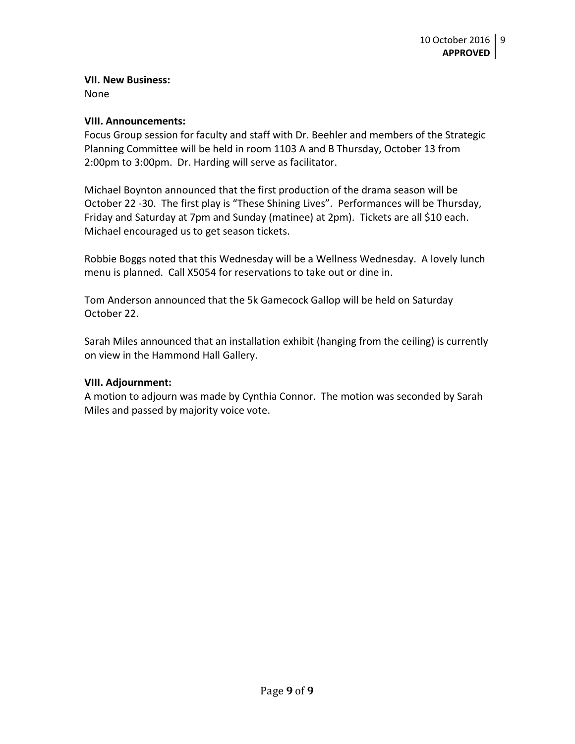**VII. New Business:**
None

**VIII. Announcements:**
Focus Group session for faculty and staff with Dr. Beehler and members of the Strategic Planning Committee will be held in room 1103 A and B Thursday, October 13 from 2:00pm to 3:00pm. Dr. Harding will serve as facilitator.

Michael Boynton announced that the first production of the drama season will be October 22 -30. The first play is "These Shining Lives". Performances will be Thursday, Friday and Saturday at 7pm and Sunday (matinee) at 2pm). Tickets are all $10 each. Michael encouraged us to get season tickets.

Robbie Boggs noted that this Wednesday will be a Wellness Wednesday. A lovely lunch menu is planned. Call X5054 for reservations to take out or dine in.

Tom Anderson announced that the 5k Gamecock Gallop will be held on Saturday October 22.

Sarah Miles announced that an installation exhibit (hanging from the ceiling) is currently on view in the Hammond Hall Gallery.

**VIII. Adjournment:**
A motion to adjourn was made by Cynthia Connor. The motion was seconded by Sarah Miles and passed by majority voice vote.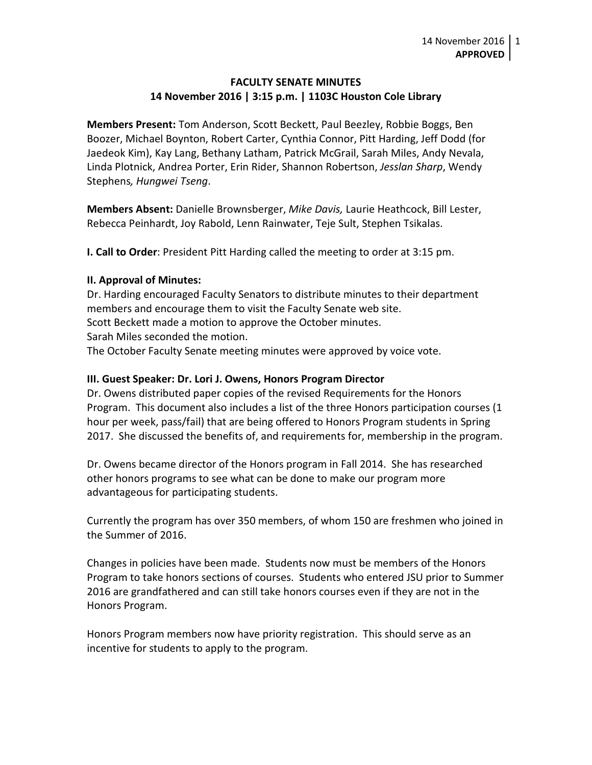# FACULTY SENATE MINUTES
## 14 November 2016 | 3:15 p.m. | 1103C Houston Cole Library

**Members Present:** Tom Anderson, Scott Beckett, Paul Beezley, Robbie Boggs, Ben Boozer, Michael Boynton, Robert Carter, Cynthia Connor, Pitt Harding, Jeff Dodd (for Jaedeok Kim), Kay Lang, Bethany Latham, Patrick McGrail, Sarah Miles, Andy Nevala, Linda Plotnick, Andrea Porter, Erin Rider, Shannon Robertson, *Jesslan Sharp*, Wendy Stephens*, Hungwei Tseng*.

**Members Absent:** Danielle Brownsberger, *Mike Davis,* Laurie Heathcock, Bill Lester, Rebecca Peinhardt, Joy Rabold, Lenn Rainwater, Teje Sult, Stephen Tsikalas.

**I. Call to Order**: President Pitt Harding called the meeting to order at 3:15 pm.

**II. Approval of Minutes:**
Dr. Harding encouraged Faculty Senators to distribute minutes to their department members and encourage them to visit the Faculty Senate web site.
Scott Beckett made a motion to approve the October minutes.
Sarah Miles seconded the motion.
The October Faculty Senate meeting minutes were approved by voice vote.

**III. Guest Speaker: Dr. Lori J. Owens, Honors Program Director**
Dr. Owens distributed paper copies of the revised Requirements for the Honors Program. This document also includes a list of the three Honors participation courses (1 hour per week, pass/fail) that are being offered to Honors Program students in Spring 2017. She discussed the benefits of, and requirements for, membership in the program.

Dr. Owens became director of the Honors program in Fall 2014. She has researched other honors programs to see what can be done to make our program more advantageous for participating students.

Currently the program has over 350 members, of whom 150 are freshmen who joined in the Summer of 2016.

Changes in policies have been made. Students now must be members of the Honors Program to take honors sections of courses. Students who entered JSU prior to Summer 2016 are grandfathered and can still take honors courses even if they are not in the Honors Program.

Honors Program members now have priority registration. This should serve as an incentive for students to apply to the program.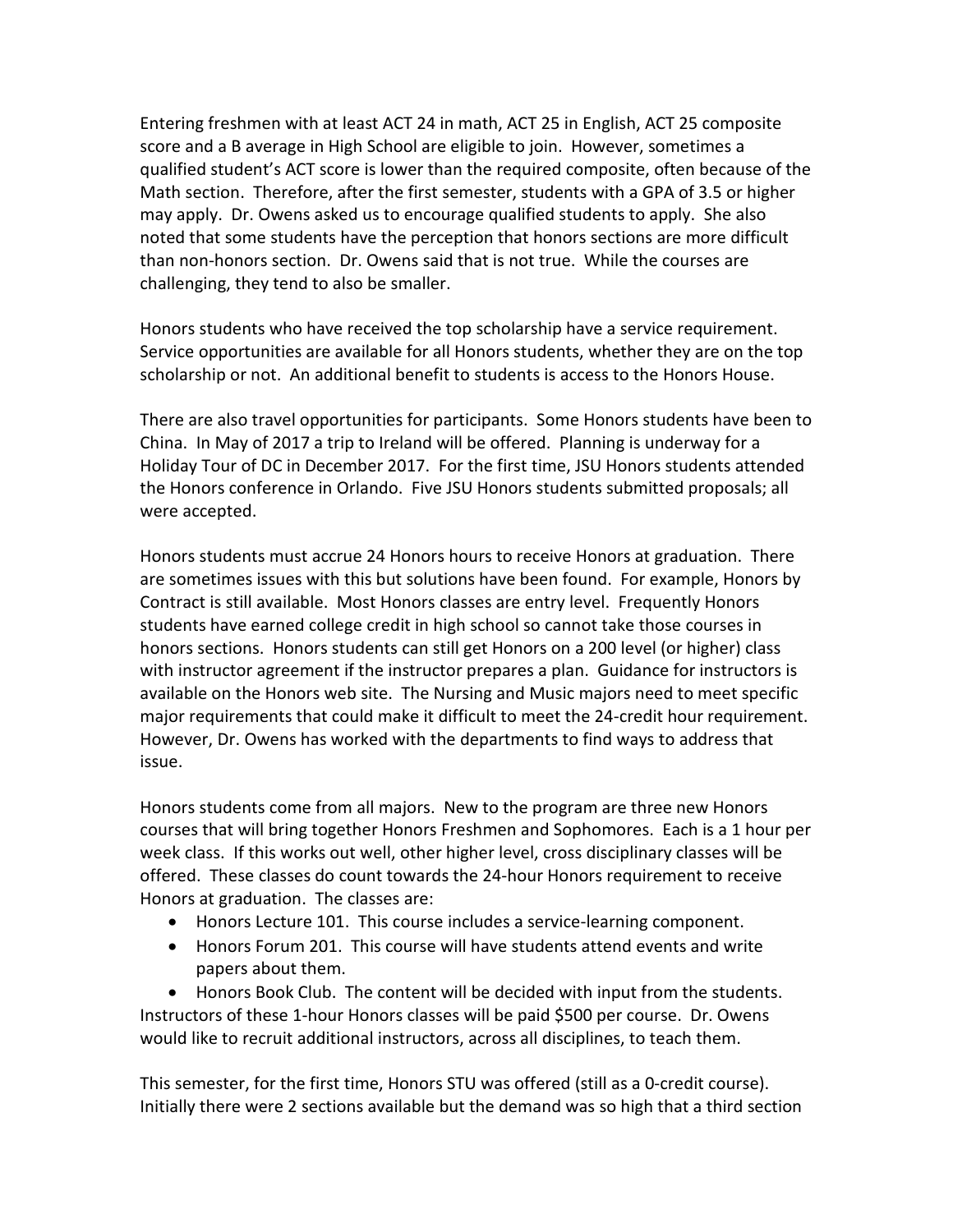Entering freshmen with at least ACT 24 in math, ACT 25 in English, ACT 25 composite score and a B average in High School are eligible to join. However, sometimes a qualified student's ACT score is lower than the required composite, often because of the Math section. Therefore, after the first semester, students with a GPA of 3.5 or higher may apply. Dr. Owens asked us to encourage qualified students to apply. She also noted that some students have the perception that honors sections are more difficult than non-honors section. Dr. Owens said that is not true. While the courses are challenging, they tend to also be smaller.

Honors students who have received the top scholarship have a service requirement. Service opportunities are available for all Honors students, whether they are on the top scholarship or not. An additional benefit to students is access to the Honors House.

There are also travel opportunities for participants. Some Honors students have been to China. In May of 2017 a trip to Ireland will be offered. Planning is underway for a Holiday Tour of DC in December 2017. For the first time, JSU Honors students attended the Honors conference in Orlando. Five JSU Honors students submitted proposals; all were accepted.

Honors students must accrue 24 Honors hours to receive Honors at graduation. There are sometimes issues with this but solutions have been found. For example, Honors by Contract is still available. Most Honors classes are entry level. Frequently Honors students have earned college credit in high school so cannot take those courses in honors sections. Honors students can still get Honors on a 200 level (or higher) class with instructor agreement if the instructor prepares a plan. Guidance for instructors is available on the Honors web site. The Nursing and Music majors need to meet specific major requirements that could make it difficult to meet the 24-credit hour requirement. However, Dr. Owens has worked with the departments to find ways to address that issue.

Honors students come from all majors. New to the program are three new Honors courses that will bring together Honors Freshmen and Sophomores. Each is a 1 hour per week class. If this works out well, other higher level, cross disciplinary classes will be offered. These classes do count towards the 24-hour Honors requirement to receive Honors at graduation. The classes are:

- Honors Lecture 101. This course includes a service-learning component.
- Honors Forum 201. This course will have students attend events and write papers about them.
- Honors Book Club. The content will be decided with input from the students.

Instructors of these 1-hour Honors classes will be paid $500 per course. Dr. Owens would like to recruit additional instructors, across all disciplines, to teach them.

This semester, for the first time, Honors STU was offered (still as a 0-credit course). Initially there were 2 sections available but the demand was so high that a third section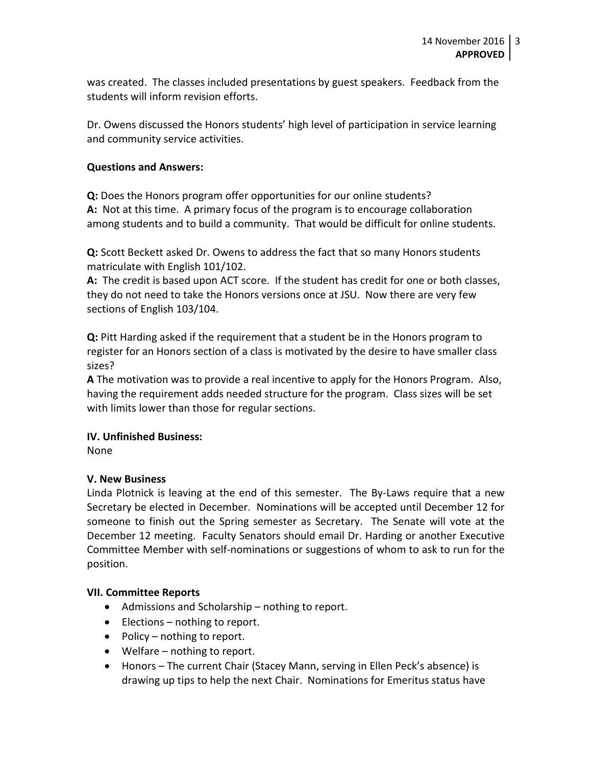was created. The classes included presentations by guest speakers. Feedback from the students will inform revision efforts.

Dr. Owens discussed the Honors students' high level of participation in service learning and community service activities.

**Questions and Answers:**

**Q:** Does the Honors program offer opportunities for our online students?
**A:** Not at this time. A primary focus of the program is to encourage collaboration among students and to build a community. That would be difficult for online students.

**Q:** Scott Beckett asked Dr. Owens to address the fact that so many Honors students matriculate with English 101/102.
**A:** The credit is based upon ACT score. If the student has credit for one or both classes, they do not need to take the Honors versions once at JSU. Now there are very few sections of English 103/104.

**Q:** Pitt Harding asked if the requirement that a student be in the Honors program to register for an Honors section of a class is motivated by the desire to have smaller class sizes?
**A** The motivation was to provide a real incentive to apply for the Honors Program. Also, having the requirement adds needed structure for the program. Class sizes will be set with limits lower than those for regular sections.

**IV. Unfinished Business:**
None

**V. New Business**
Linda Plotnick is leaving at the end of this semester. The By-Laws require that a new Secretary be elected in December. Nominations will be accepted until December 12 for someone to finish out the Spring semester as Secretary. The Senate will vote at the December 12 meeting. Faculty Senators should email Dr. Harding or another Executive Committee Member with self-nominations or suggestions of whom to ask to run for the position.

**VII. Committee Reports**

- Admissions and Scholarship – nothing to report.
- Elections – nothing to report.
- Policy – nothing to report.
- Welfare – nothing to report.
- Honors – The current Chair (Stacey Mann, serving in Ellen Peck's absence) is drawing up tips to help the next Chair. Nominations for Emeritus status have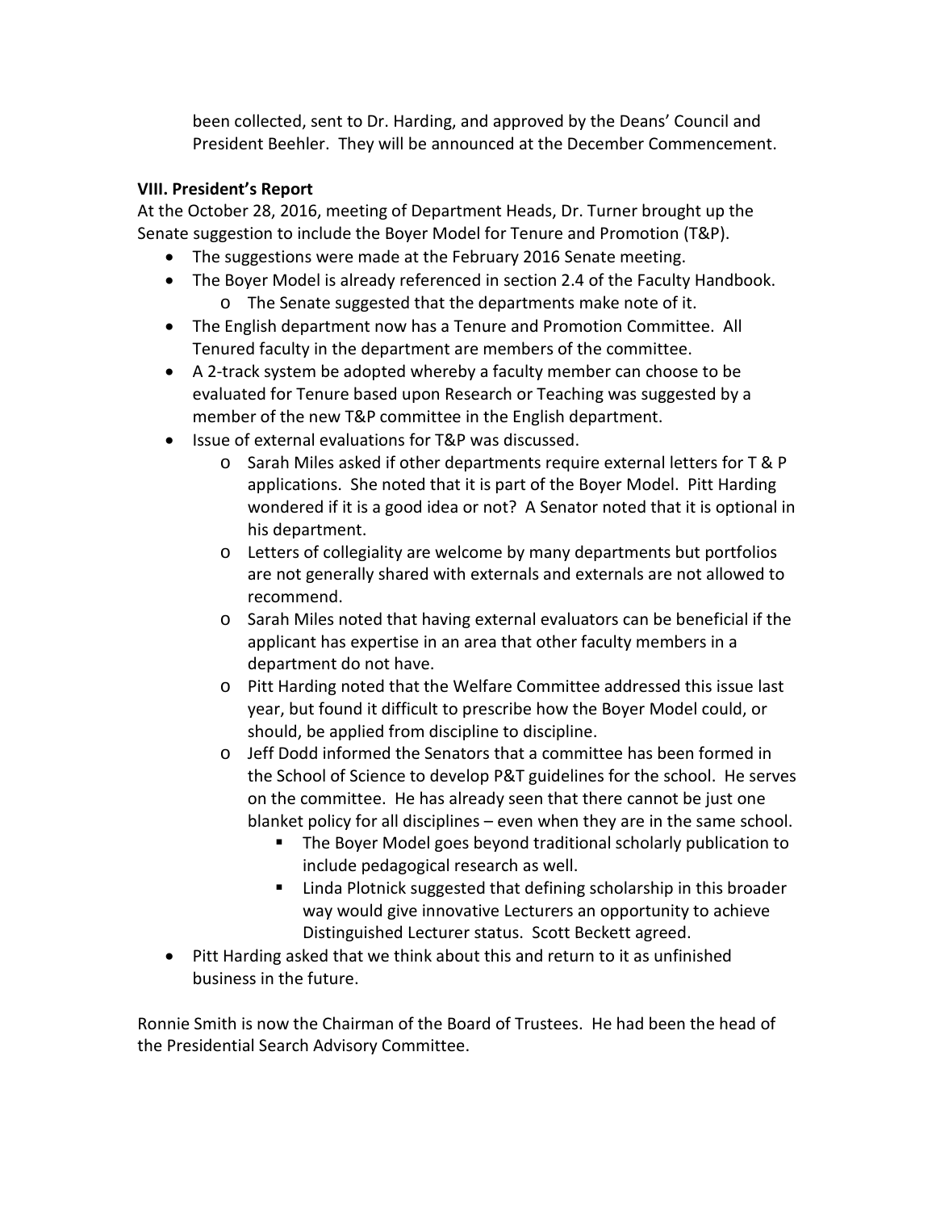been collected, sent to Dr. Harding, and approved by the Deans' Council and President Beehler. They will be announced at the December Commencement.

**VIII. President's Report**

At the October 28, 2016, meeting of Department Heads, Dr. Turner brought up the Senate suggestion to include the Boyer Model for Tenure and Promotion (T&P).

- The suggestions were made at the February 2016 Senate meeting.
- The Boyer Model is already referenced in section 2.4 of the Faculty Handbook.
  - The Senate suggested that the departments make note of it.
- The English department now has a Tenure and Promotion Committee. All Tenured faculty in the department are members of the committee.
- A 2-track system be adopted whereby a faculty member can choose to be evaluated for Tenure based upon Research or Teaching was suggested by a member of the new T&P committee in the English department.
- Issue of external evaluations for T&P was discussed.
  - Sarah Miles asked if other departments require external letters for T & P applications. She noted that it is part of the Boyer Model. Pitt Harding wondered if it is a good idea or not? A Senator noted that it is optional in his department.
  - Letters of collegiality are welcome by many departments but portfolios are not generally shared with externals and externals are not allowed to recommend.
  - Sarah Miles noted that having external evaluators can be beneficial if the applicant has expertise in an area that other faculty members in a department do not have.
  - Pitt Harding noted that the Welfare Committee addressed this issue last year, but found it difficult to prescribe how the Boyer Model could, or should, be applied from discipline to discipline.
  - Jeff Dodd informed the Senators that a committee has been formed in the School of Science to develop P&T guidelines for the school. He serves on the committee. He has already seen that there cannot be just one blanket policy for all disciplines – even when they are in the same school.
    - The Boyer Model goes beyond traditional scholarly publication to include pedagogical research as well.
    - Linda Plotnick suggested that defining scholarship in this broader way would give innovative Lecturers an opportunity to achieve Distinguished Lecturer status. Scott Beckett agreed.
- Pitt Harding asked that we think about this and return to it as unfinished business in the future.

Ronnie Smith is now the Chairman of the Board of Trustees. He had been the head of the Presidential Search Advisory Committee.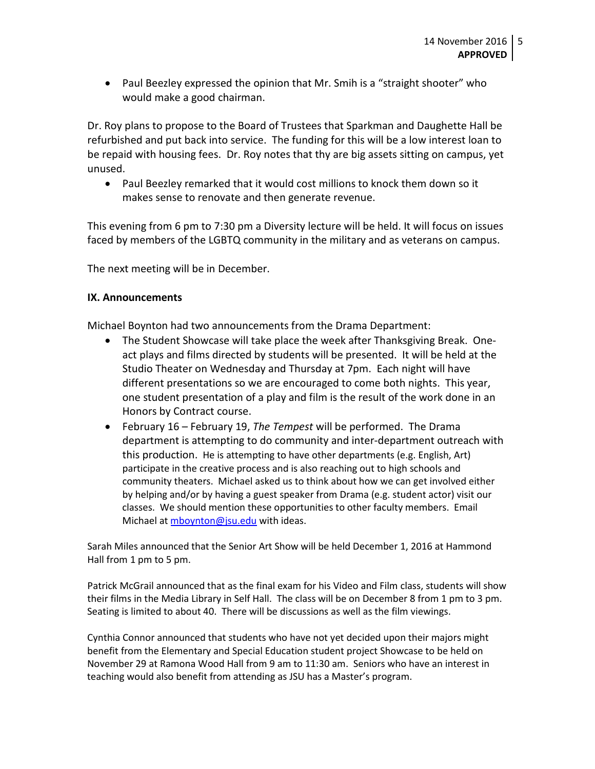- Paul Beezley expressed the opinion that Mr. Smih is a "straight shooter" who would make a good chairman.

Dr. Roy plans to propose to the Board of Trustees that Sparkman and Daughette Hall be refurbished and put back into service. The funding for this will be a low interest loan to be repaid with housing fees. Dr. Roy notes that thy are big assets sitting on campus, yet unused.

- Paul Beezley remarked that it would cost millions to knock them down so it makes sense to renovate and then generate revenue.

This evening from 6 pm to 7:30 pm a Diversity lecture will be held. It will focus on issues faced by members of the LGBTQ community in the military and as veterans on campus.

The next meeting will be in December.

**IX. Announcements**

Michael Boynton had two announcements from the Drama Department:

- The Student Showcase will take place the week after Thanksgiving Break. One-act plays and films directed by students will be presented. It will be held at the Studio Theater on Wednesday and Thursday at 7pm. Each night will have different presentations so we are encouraged to come both nights. This year, one student presentation of a play and film is the result of the work done in an Honors by Contract course.
- February 16 – February 19, *The Tempest* will be performed. The Drama department is attempting to do community and inter-department outreach with this production. He is attempting to have other departments (e.g. English, Art) participate in the creative process and is also reaching out to high schools and community theaters. Michael asked us to think about how we can get involved either by helping and/or by having a guest speaker from Drama (e.g. student actor) visit our classes. We should mention these opportunities to other faculty members. Email Michael at mboynton@jsu.edu with ideas.

Sarah Miles announced that the Senior Art Show will be held December 1, 2016 at Hammond Hall from 1 pm to 5 pm.

Patrick McGrail announced that as the final exam for his Video and Film class, students will show their films in the Media Library in Self Hall. The class will be on December 8 from 1 pm to 3 pm. Seating is limited to about 40. There will be discussions as well as the film viewings.

Cynthia Connor announced that students who have not yet decided upon their majors might benefit from the Elementary and Special Education student project Showcase to be held on November 29 at Ramona Wood Hall from 9 am to 11:30 am. Seniors who have an interest in teaching would also benefit from attending as JSU has a Master's program.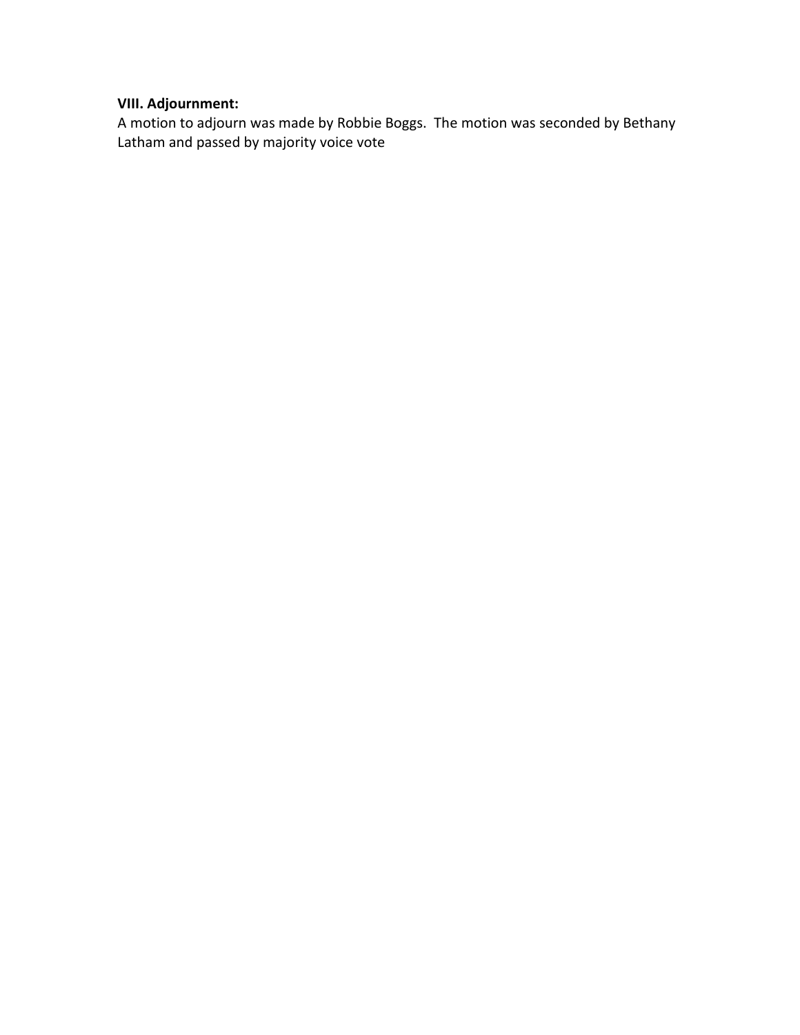**VIII. Adjournment:**

A motion to adjourn was made by Robbie Boggs. The motion was seconded by Bethany Latham and passed by majority voice vote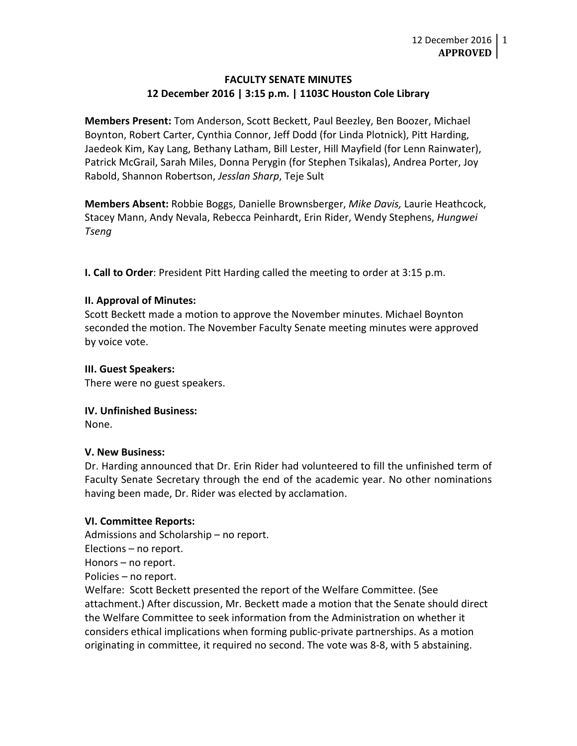**APPROVED**

**FACULTY SENATE MINUTES**
**12 December 2016 | 3:15 p.m. | 1103C Houston Cole Library**

**Members Present:** Tom Anderson, Scott Beckett, Paul Beezley, Ben Boozer, Michael Boynton, Robert Carter, Cynthia Connor, Jeff Dodd (for Linda Plotnick), Pitt Harding, Jaedeok Kim, Kay Lang, Bethany Latham, Bill Lester, Hill Mayfield (for Lenn Rainwater), Patrick McGrail, Sarah Miles, Donna Perygin (for Stephen Tsikalas), Andrea Porter, Joy Rabold, Shannon Robertson, *Jesslan Sharp*, Teje Sult

**Members Absent:** Robbie Boggs, Danielle Brownsberger, *Mike Davis,* Laurie Heathcock, Stacey Mann, Andy Nevala, Rebecca Peinhardt, Erin Rider, Wendy Stephens, *Hungwei Tseng*

**I. Call to Order**: President Pitt Harding called the meeting to order at 3:15 p.m.

**II. Approval of Minutes:**
Scott Beckett made a motion to approve the November minutes. Michael Boynton seconded the motion. The November Faculty Senate meeting minutes were approved by voice vote.

**III. Guest Speakers:**
There were no guest speakers.

**IV. Unfinished Business:**
None.

**V. New Business:**
Dr. Harding announced that Dr. Erin Rider had volunteered to fill the unfinished term of Faculty Senate Secretary through the end of the academic year. No other nominations having been made, Dr. Rider was elected by acclamation.

**VI. Committee Reports:**
Admissions and Scholarship – no report.
Elections – no report.
Honors – no report.
Policies – no report.
Welfare: Scott Beckett presented the report of the Welfare Committee. (See attachment.) After discussion, Mr. Beckett made a motion that the Senate should direct the Welfare Committee to seek information from the Administration on whether it considers ethical implications when forming public-private partnerships. As a motion originating in committee, it required no second. The vote was 8-8, with 5 abstaining.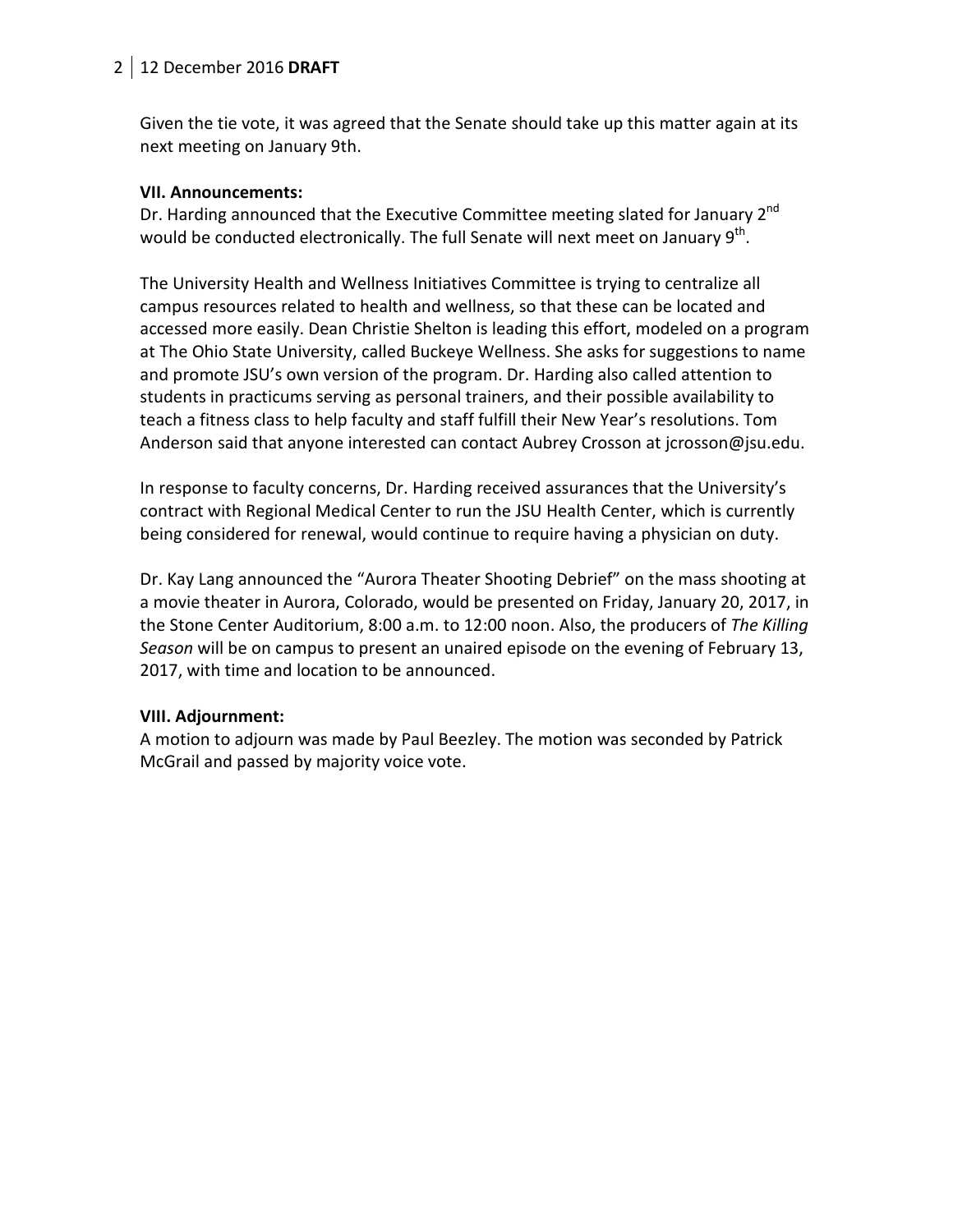Given the tie vote, it was agreed that the Senate should take up this matter again at its next meeting on January 9th.

**VII. Announcements:**

Dr. Harding announced that the Executive Committee meeting slated for January 2nd would be conducted electronically. The full Senate will next meet on January 9th.

The University Health and Wellness Initiatives Committee is trying to centralize all campus resources related to health and wellness, so that these can be located and accessed more easily. Dean Christie Shelton is leading this effort, modeled on a program at The Ohio State University, called Buckeye Wellness. She asks for suggestions to name and promote JSU's own version of the program. Dr. Harding also called attention to students in practicums serving as personal trainers, and their possible availability to teach a fitness class to help faculty and staff fulfill their New Year's resolutions. Tom Anderson said that anyone interested can contact Aubrey Crosson at jcrosson@jsu.edu.

In response to faculty concerns, Dr. Harding received assurances that the University's contract with Regional Medical Center to run the JSU Health Center, which is currently being considered for renewal, would continue to require having a physician on duty.

Dr. Kay Lang announced the "Aurora Theater Shooting Debrief" on the mass shooting at a movie theater in Aurora, Colorado, would be presented on Friday, January 20, 2017, in the Stone Center Auditorium, 8:00 a.m. to 12:00 noon. Also, the producers of *The Killing Season* will be on campus to present an unaired episode on the evening of February 13, 2017, with time and location to be announced.

**VIII. Adjournment:**

A motion to adjourn was made by Paul Beezley. The motion was seconded by Patrick McGrail and passed by majority voice vote.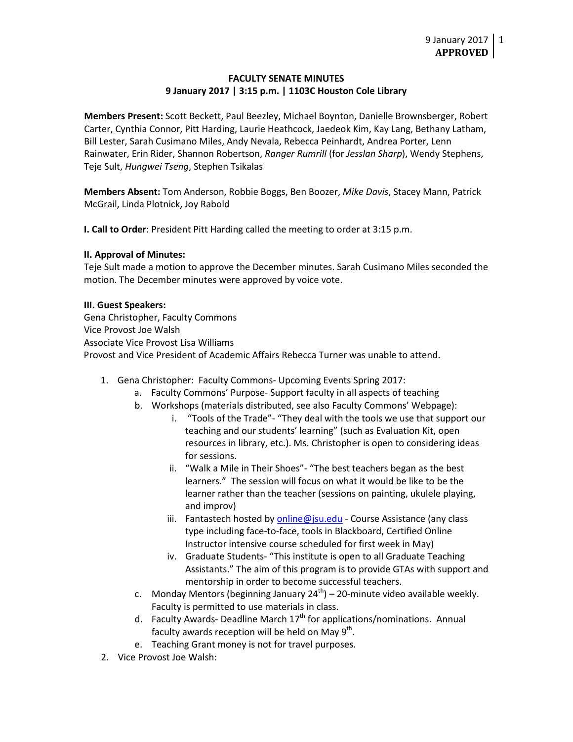**9 January 2017**
**APPROVED**

**FACULTY SENATE MINUTES**
**9 January 2017 | 3:15 p.m. | 1103C Houston Cole Library**

**Members Present:** Scott Beckett, Paul Beezley, Michael Boynton, Danielle Brownsberger, Robert Carter, Cynthia Connor, Pitt Harding, Laurie Heathcock, Jaedeok Kim, Kay Lang, Bethany Latham, Bill Lester, Sarah Cusimano Miles, Andy Nevala, Rebecca Peinhardt, Andrea Porter, Lenn Rainwater, Erin Rider, Shannon Robertson, *Ranger Rumrill* (for *Jesslan Sharp*), Wendy Stephens, Teje Sult, *Hungwei Tseng*, Stephen Tsikalas

**Members Absent:** Tom Anderson, Robbie Boggs, Ben Boozer, *Mike Davis*, Stacey Mann, Patrick McGrail, Linda Plotnick, Joy Rabold

**I. Call to Order**: President Pitt Harding called the meeting to order at 3:15 p.m.

**II. Approval of Minutes:**
Teje Sult made a motion to approve the December minutes. Sarah Cusimano Miles seconded the motion. The December minutes were approved by voice vote.

**III. Guest Speakers:**
Gena Christopher, Faculty Commons
Vice Provost Joe Walsh
Associate Vice Provost Lisa Williams
Provost and Vice President of Academic Affairs Rebecca Turner was unable to attend.

1. Gena Christopher: Faculty Commons- Upcoming Events Spring 2017:
    a. Faculty Commons' Purpose- Support faculty in all aspects of teaching
    b. Workshops (materials distributed, see also Faculty Commons' Webpage):
        i. "Tools of the Trade"- "They deal with the tools we use that support our teaching and our students' learning" (such as Evaluation Kit, open resources in library, etc.). Ms. Christopher is open to considering ideas for sessions.
        ii. "Walk a Mile in Their Shoes"- "The best teachers began as the best learners." The session will focus on what it would be like to be the learner rather than the teacher (sessions on painting, ukulele playing, and improv)
        iii. Fantastech hosted by online@jsu.edu - Course Assistance (any class type including face-to-face, tools in Blackboard, Certified Online Instructor intensive course scheduled for first week in May)
        iv. Graduate Students- "This institute is open to all Graduate Teaching Assistants." The aim of this program is to provide GTAs with support and mentorship in order to become successful teachers.
    c. Monday Mentors (beginning January 24th) – 20-minute video available weekly. Faculty is permitted to use materials in class.
    d. Faculty Awards- Deadline March 17th for applications/nominations. Annual faculty awards reception will be held on May 9th.
    e. Teaching Grant money is not for travel purposes.
2. Vice Provost Joe Walsh: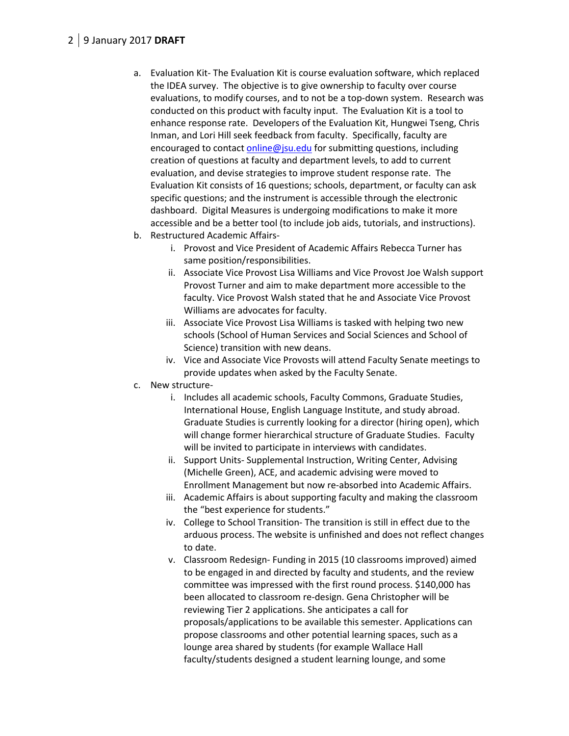a. Evaluation Kit- The Evaluation Kit is course evaluation software, which replaced the IDEA survey. The objective is to give ownership to faculty over course evaluations, to modify courses, and to not be a top-down system. Research was conducted on this product with faculty input. The Evaluation Kit is a tool to enhance response rate. Developers of the Evaluation Kit, Hungwei Tseng, Chris Inman, and Lori Hill seek feedback from faculty. Specifically, faculty are encouraged to contact online@jsu.edu for submitting questions, including creation of questions at faculty and department levels, to add to current evaluation, and devise strategies to improve student response rate. The Evaluation Kit consists of 16 questions; schools, department, or faculty can ask specific questions; and the instrument is accessible through the electronic dashboard. Digital Measures is undergoing modifications to make it more accessible and be a better tool (to include job aids, tutorials, and instructions).

b. Restructured Academic Affairs-
   i. Provost and Vice President of Academic Affairs Rebecca Turner has same position/responsibilities.
   ii. Associate Vice Provost Lisa Williams and Vice Provost Joe Walsh support Provost Turner and aim to make department more accessible to the faculty. Vice Provost Walsh stated that he and Associate Vice Provost Williams are advocates for faculty.
   iii. Associate Vice Provost Lisa Williams is tasked with helping two new schools (School of Human Services and Social Sciences and School of Science) transition with new deans.
   iv. Vice and Associate Vice Provosts will attend Faculty Senate meetings to provide updates when asked by the Faculty Senate.

c. New structure-
   i. Includes all academic schools, Faculty Commons, Graduate Studies, International House, English Language Institute, and study abroad. Graduate Studies is currently looking for a director (hiring open), which will change former hierarchical structure of Graduate Studies. Faculty will be invited to participate in interviews with candidates.
   ii. Support Units- Supplemental Instruction, Writing Center, Advising (Michelle Green), ACE, and academic advising were moved to Enrollment Management but now re-absorbed into Academic Affairs.
   iii. Academic Affairs is about supporting faculty and making the classroom the "best experience for students."
   iv. College to School Transition- The transition is still in effect due to the arduous process. The website is unfinished and does not reflect changes to date.
   v. Classroom Redesign- Funding in 2015 (10 classrooms improved) aimed to be engaged in and directed by faculty and students, and the review committee was impressed with the first round process. $140,000 has been allocated to classroom re-design. Gena Christopher will be reviewing Tier 2 applications. She anticipates a call for proposals/applications to be available this semester. Applications can propose classrooms and other potential learning spaces, such as a lounge area shared by students (for example Wallace Hall faculty/students designed a student learning lounge, and some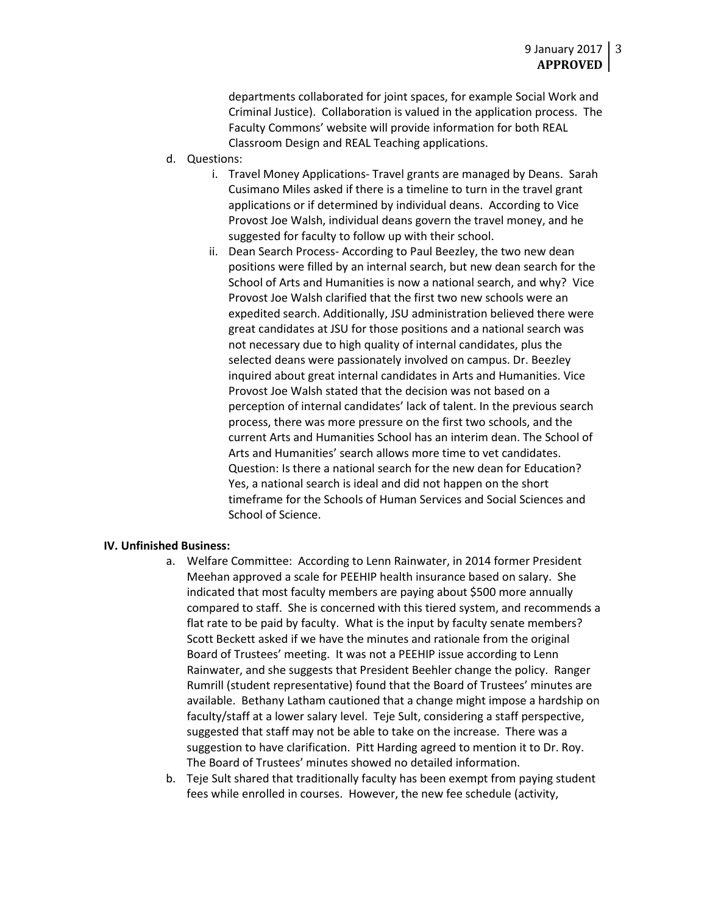departments collaborated for joint spaces, for example Social Work and Criminal Justice). Collaboration is valued in the application process. The Faculty Commons' website will provide information for both REAL Classroom Design and REAL Teaching applications.

d. Questions:
   i. Travel Money Applications- Travel grants are managed by Deans. Sarah Cusimano Miles asked if there is a timeline to turn in the travel grant applications or if determined by individual deans. According to Vice Provost Joe Walsh, individual deans govern the travel money, and he suggested for faculty to follow up with their school.
   ii. Dean Search Process- According to Paul Beezley, the two new dean positions were filled by an internal search, but new dean search for the School of Arts and Humanities is now a national search, and why? Vice Provost Joe Walsh clarified that the first two new schools were an expedited search. Additionally, JSU administration believed there were great candidates at JSU for those positions and a national search was not necessary due to high quality of internal candidates, plus the selected deans were passionately involved on campus. Dr. Beezley inquired about great internal candidates in Arts and Humanities. Vice Provost Joe Walsh stated that the decision was not based on a perception of internal candidates' lack of talent. In the previous search process, there was more pressure on the first two schools, and the current Arts and Humanities School has an interim dean. The School of Arts and Humanities' search allows more time to vet candidates. Question: Is there a national search for the new dean for Education? Yes, a national search is ideal and did not happen on the short timeframe for the Schools of Human Services and Social Sciences and School of Science.

**IV. Unfinished Business:**

a. Welfare Committee: According to Lenn Rainwater, in 2014 former President Meehan approved a scale for PEEHIP health insurance based on salary. She indicated that most faculty members are paying about $500 more annually compared to staff. She is concerned with this tiered system, and recommends a flat rate to be paid by faculty. What is the input by faculty senate members? Scott Beckett asked if we have the minutes and rationale from the original Board of Trustees' meeting. It was not a PEEHIP issue according to Lenn Rainwater, and she suggests that President Beehler change the policy. Ranger Rumrill (student representative) found that the Board of Trustees' minutes are available. Bethany Latham cautioned that a change might impose a hardship on faculty/staff at a lower salary level. Teje Sult, considering a staff perspective, suggested that staff may not be able to take on the increase. There was a suggestion to have clarification. Pitt Harding agreed to mention it to Dr. Roy. The Board of Trustees' minutes showed no detailed information.

b. Teje Sult shared that traditionally faculty has been exempt from paying student fees while enrolled in courses. However, the new fee schedule (activity,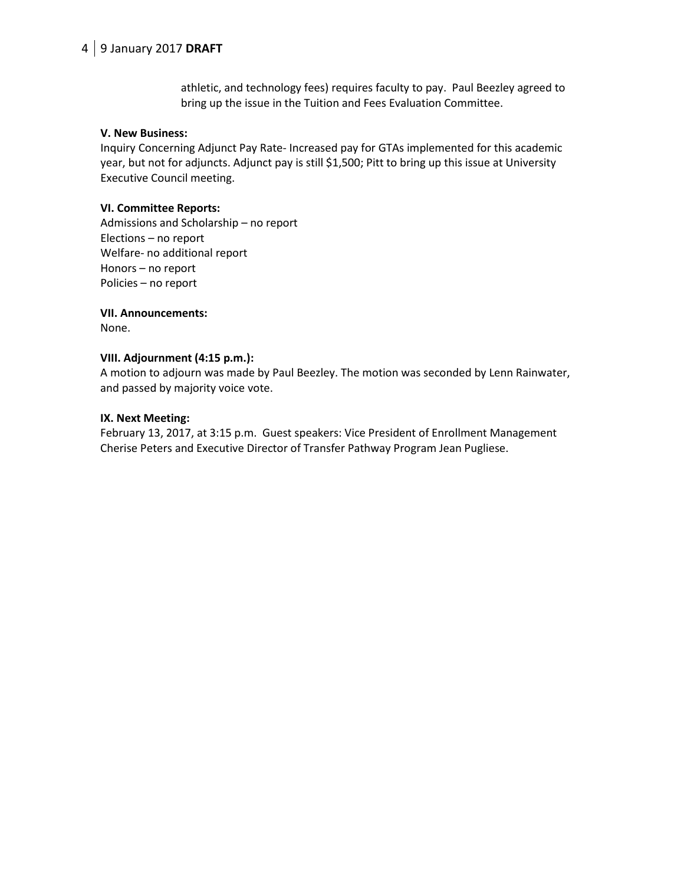athletic, and technology fees) requires faculty to pay. Paul Beezley agreed to bring up the issue in the Tuition and Fees Evaluation Committee.

**V. New Business:**

Inquiry Concerning Adjunct Pay Rate- Increased pay for GTAs implemented for this academic year, but not for adjuncts. Adjunct pay is still $1,500; Pitt to bring up this issue at University Executive Council meeting.

**VI. Committee Reports:**

Admissions and Scholarship – no report
Elections – no report
Welfare- no additional report
Honors – no report
Policies – no report

**VII. Announcements:**

None.

**VIII. Adjournment (4:15 p.m.):**

A motion to adjourn was made by Paul Beezley. The motion was seconded by Lenn Rainwater, and passed by majority voice vote.

**IX. Next Meeting:**

February 13, 2017, at 3:15 p.m. Guest speakers: Vice President of Enrollment Management Cherise Peters and Executive Director of Transfer Pathway Program Jean Pugliese.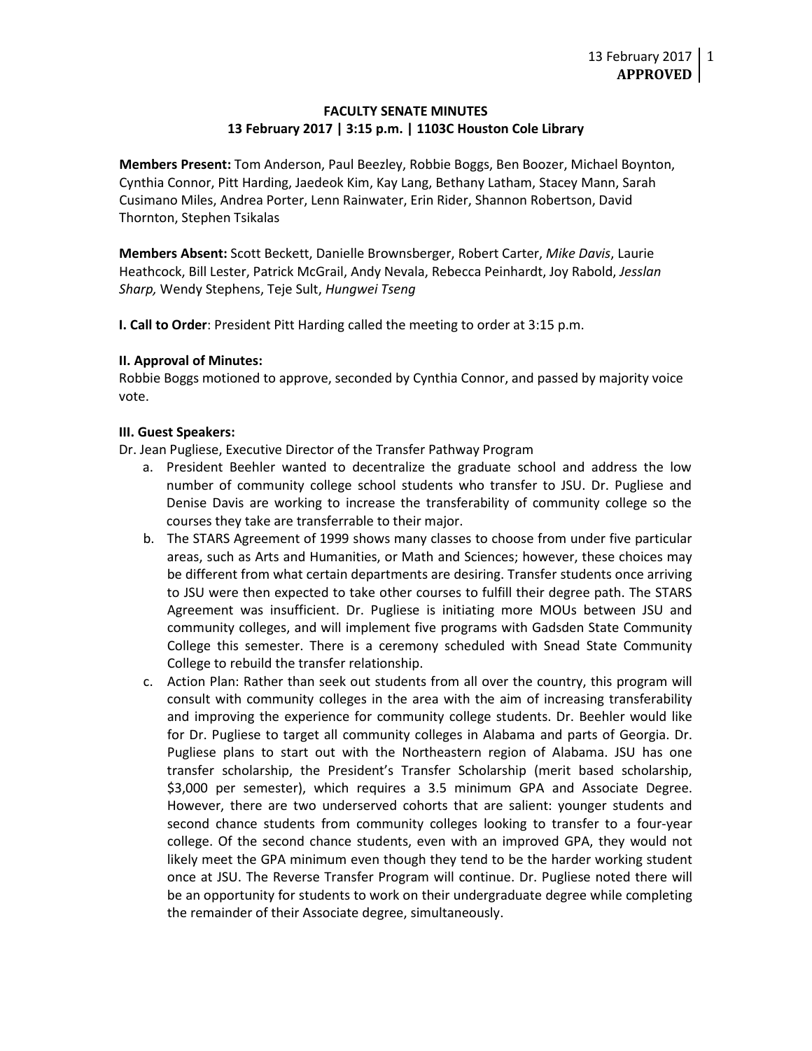# FACULTY SENATE MINUTES
## 13 February 2017 | 3:15 p.m. | 1103C Houston Cole Library

**Members Present:** Tom Anderson, Paul Beezley, Robbie Boggs, Ben Boozer, Michael Boynton, Cynthia Connor, Pitt Harding, Jaedeok Kim, Kay Lang, Bethany Latham, Stacey Mann, Sarah Cusimano Miles, Andrea Porter, Lenn Rainwater, Erin Rider, Shannon Robertson, David Thornton, Stephen Tsikalas

**Members Absent:** Scott Beckett, Danielle Brownsberger, Robert Carter, *Mike Davis*, Laurie Heathcock, Bill Lester, Patrick McGrail, Andy Nevala, Rebecca Peinhardt, Joy Rabold, *Jesslan Sharp,* Wendy Stephens, Teje Sult, *Hungwei Tseng*

**I. Call to Order**: President Pitt Harding called the meeting to order at 3:15 p.m.

**II. Approval of Minutes:**
Robbie Boggs motioned to approve, seconded by Cynthia Connor, and passed by majority voice vote.

**III. Guest Speakers:**
Dr. Jean Pugliese, Executive Director of the Transfer Pathway Program

a. President Beehler wanted to decentralize the graduate school and address the low number of community college school students who transfer to JSU. Dr. Pugliese and Denise Davis are working to increase the transferability of community college so the courses they take are transferrable to their major.

b. The STARS Agreement of 1999 shows many classes to choose from under five particular areas, such as Arts and Humanities, or Math and Sciences; however, these choices may be different from what certain departments are desiring. Transfer students once arriving to JSU were then expected to take other courses to fulfill their degree path. The STARS Agreement was insufficient. Dr. Pugliese is initiating more MOUs between JSU and community colleges, and will implement five programs with Gadsden State Community College this semester. There is a ceremony scheduled with Snead State Community College to rebuild the transfer relationship.

c. Action Plan: Rather than seek out students from all over the country, this program will consult with community colleges in the area with the aim of increasing transferability and improving the experience for community college students. Dr. Beehler would like for Dr. Pugliese to target all community colleges in Alabama and parts of Georgia. Dr. Pugliese plans to start out with the Northeastern region of Alabama. JSU has one transfer scholarship, the President's Transfer Scholarship (merit based scholarship, $3,000 per semester), which requires a 3.5 minimum GPA and Associate Degree. However, there are two underserved cohorts that are salient: younger students and second chance students from community colleges looking to transfer to a four-year college. Of the second chance students, even with an improved GPA, they would not likely meet the GPA minimum even though they tend to be the harder working student once at JSU. The Reverse Transfer Program will continue. Dr. Pugliese noted there will be an opportunity for students to work on their undergraduate degree while completing the remainder of their Associate degree, simultaneously.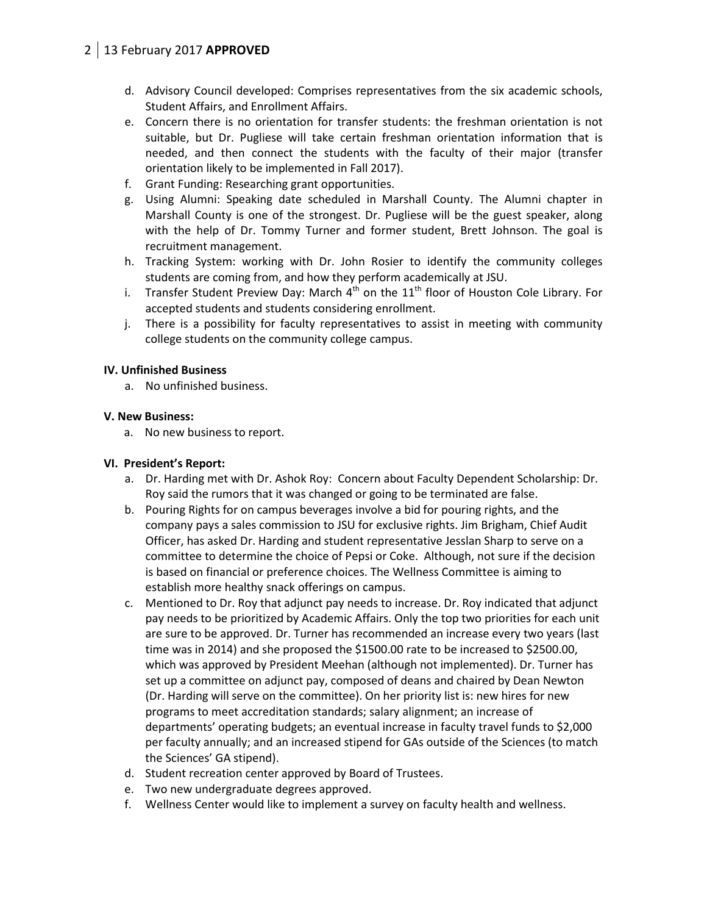d. Advisory Council developed: Comprises representatives from the six academic schools, Student Affairs, and Enrollment Affairs.
e. Concern there is no orientation for transfer students: the freshman orientation is not suitable, but Dr. Pugliese will take certain freshman orientation information that is needed, and then connect the students with the faculty of their major (transfer orientation likely to be implemented in Fall 2017).
f. Grant Funding: Researching grant opportunities.
g. Using Alumni: Speaking date scheduled in Marshall County. The Alumni chapter in Marshall County is one of the strongest. Dr. Pugliese will be the guest speaker, along with the help of Dr. Tommy Turner and former student, Brett Johnson. The goal is recruitment management.
h. Tracking System: working with Dr. John Rosier to identify the community colleges students are coming from, and how they perform academically at JSU.
i. Transfer Student Preview Day: March 4th on the 11th floor of Houston Cole Library. For accepted students and students considering enrollment.
j. There is a possibility for faculty representatives to assist in meeting with community college students on the community college campus.

**IV. Unfinished Business**

a. No unfinished business.

**V. New Business:**

a. No new business to report.

**VI. President's Report:**

a. Dr. Harding met with Dr. Ashok Roy: Concern about Faculty Dependent Scholarship: Dr. Roy said the rumors that it was changed or going to be terminated are false.
b. Pouring Rights for on campus beverages involve a bid for pouring rights, and the company pays a sales commission to JSU for exclusive rights. Jim Brigham, Chief Audit Officer, has asked Dr. Harding and student representative Jesslan Sharp to serve on a committee to determine the choice of Pepsi or Coke. Although, not sure if the decision is based on financial or preference choices. The Wellness Committee is aiming to establish more healthy snack offerings on campus.
c. Mentioned to Dr. Roy that adjunct pay needs to increase. Dr. Roy indicated that adjunct pay needs to be prioritized by Academic Affairs. Only the top two priorities for each unit are sure to be approved. Dr. Turner has recommended an increase every two years (last time was in 2014) and she proposed the $1500.00 rate to be increased to $2500.00, which was approved by President Meehan (although not implemented). Dr. Turner has set up a committee on adjunct pay, composed of deans and chaired by Dean Newton (Dr. Harding will serve on the committee). On her priority list is: new hires for new programs to meet accreditation standards; salary alignment; an increase of departments' operating budgets; an eventual increase in faculty travel funds to $2,000 per faculty annually; and an increased stipend for GAs outside of the Sciences (to match the Sciences' GA stipend).
d. Student recreation center approved by Board of Trustees.
e. Two new undergraduate degrees approved.
f. Wellness Center would like to implement a survey on faculty health and wellness.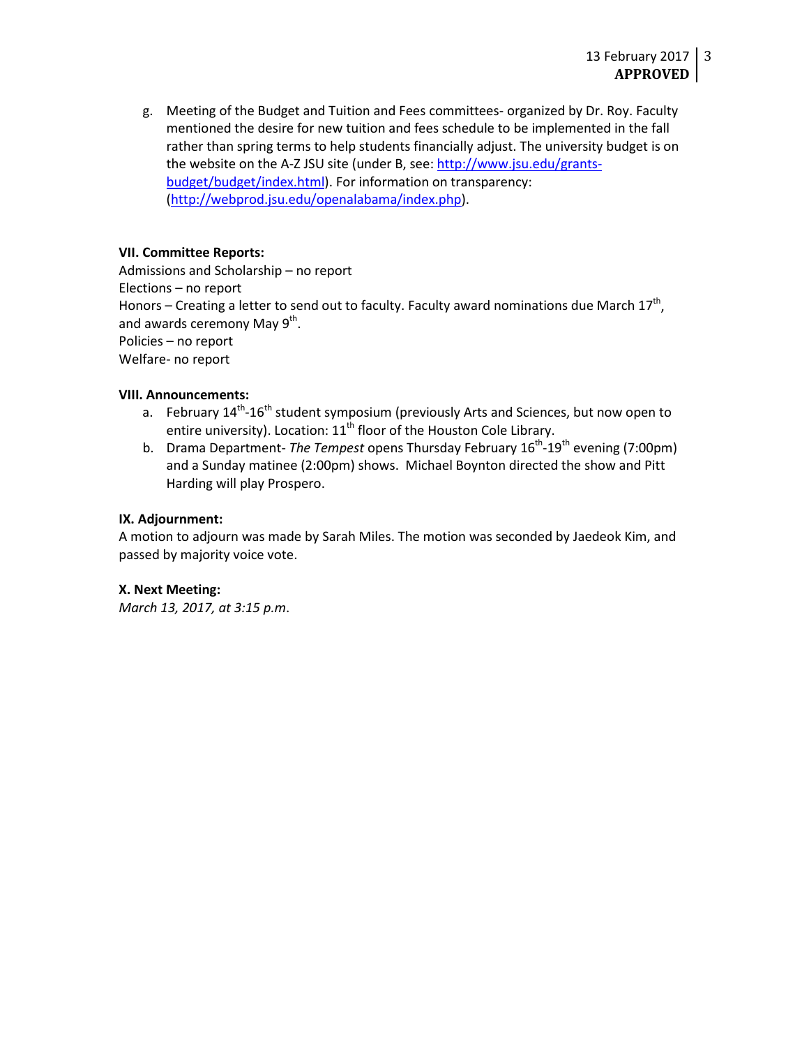g. Meeting of the Budget and Tuition and Fees committees- organized by Dr. Roy. Faculty mentioned the desire for new tuition and fees schedule to be implemented in the fall rather than spring terms to help students financially adjust. The university budget is on the website on the A-Z JSU site (under B, see: [http://www.jsu.edu/grants-budget/budget/index.html](http://www.jsu.edu/grants-budget/budget/index.html)). For information on transparency: ([http://webprod.jsu.edu/openalabama/index.php](http://webprod.jsu.edu/openalabama/index.php)).

**VII. Committee Reports:**

Admissions and Scholarship – no report
Elections – no report
Honors – Creating a letter to send out to faculty. Faculty award nominations due March 17th, and awards ceremony May 9th.
Policies – no report
Welfare- no report

**VIII. Announcements:**

a. February 14th-16th student symposium (previously Arts and Sciences, but now open to entire university). Location: 11th floor of the Houston Cole Library.
b. Drama Department- *The Tempest* opens Thursday February 16th-19th evening (7:00pm) and a Sunday matinee (2:00pm) shows. Michael Boynton directed the show and Pitt Harding will play Prospero.

**IX. Adjournment:**

A motion to adjourn was made by Sarah Miles. The motion was seconded by Jaedeok Kim, and passed by majority voice vote.

**X. Next Meeting:**

*March 13, 2017, at 3:15 p.m*.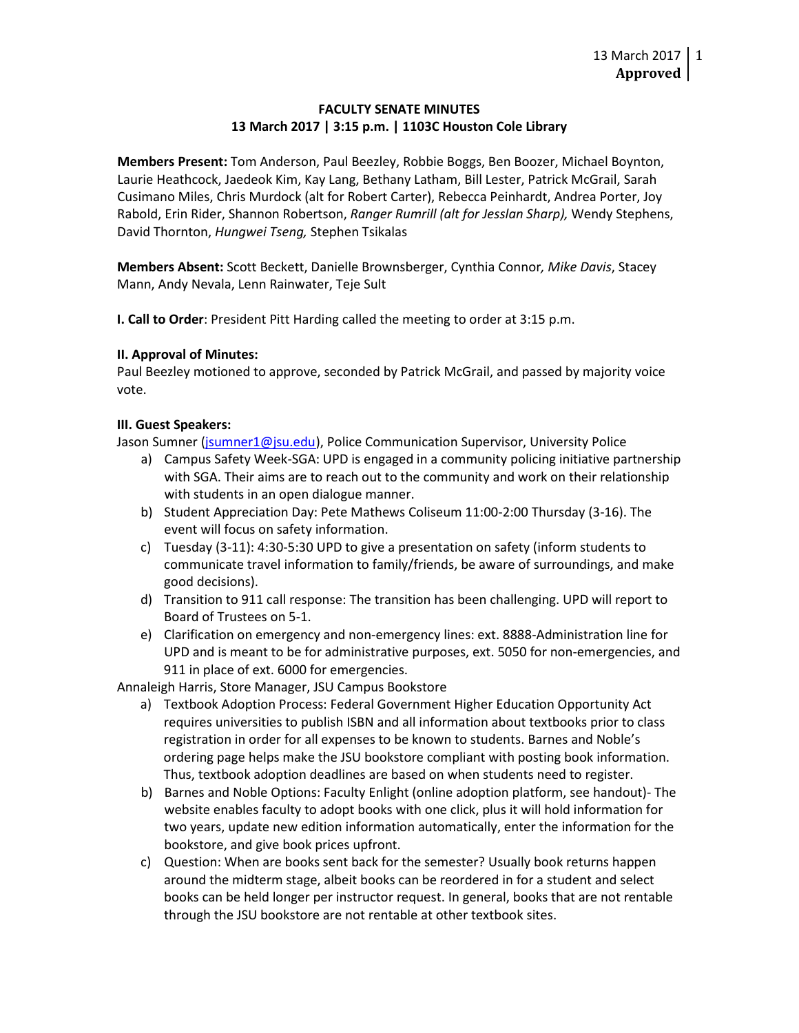# FACULTY SENATE MINUTES
## 13 March 2017 | 3:15 p.m. | 1103C Houston Cole Library

**Members Present:** Tom Anderson, Paul Beezley, Robbie Boggs, Ben Boozer, Michael Boynton, Laurie Heathcock, Jaedeok Kim, Kay Lang, Bethany Latham, Bill Lester, Patrick McGrail, Sarah Cusimano Miles, Chris Murdock (alt for Robert Carter), Rebecca Peinhardt, Andrea Porter, Joy Rabold, Erin Rider, Shannon Robertson, *Ranger Rumrill (alt for Jesslan Sharp),* Wendy Stephens, David Thornton, *Hungwei Tseng,* Stephen Tsikalas

**Members Absent:** Scott Beckett, Danielle Brownsberger, Cynthia Connor*, Mike Davis*, Stacey Mann, Andy Nevala, Lenn Rainwater, Teje Sult

**I. Call to Order**: President Pitt Harding called the meeting to order at 3:15 p.m.

**II. Approval of Minutes:**
Paul Beezley motioned to approve, seconded by Patrick McGrail, and passed by majority voice vote.

**III. Guest Speakers:**
Jason Sumner (jsumner1@jsu.edu), Police Communication Supervisor, University Police

a) Campus Safety Week-SGA: UPD is engaged in a community policing initiative partnership with SGA. Their aims are to reach out to the community and work on their relationship with students in an open dialogue manner.
b) Student Appreciation Day: Pete Mathews Coliseum 11:00-2:00 Thursday (3-16). The event will focus on safety information.
c) Tuesday (3-11): 4:30-5:30 UPD to give a presentation on safety (inform students to communicate travel information to family/friends, be aware of surroundings, and make good decisions).
d) Transition to 911 call response: The transition has been challenging. UPD will report to Board of Trustees on 5-1.
e) Clarification on emergency and non-emergency lines: ext. 8888-Administration line for UPD and is meant to be for administrative purposes, ext. 5050 for non-emergencies, and 911 in place of ext. 6000 for emergencies.

Annaleigh Harris, Store Manager, JSU Campus Bookstore

a) Textbook Adoption Process: Federal Government Higher Education Opportunity Act requires universities to publish ISBN and all information about textbooks prior to class registration in order for all expenses to be known to students. Barnes and Noble's ordering page helps make the JSU bookstore compliant with posting book information. Thus, textbook adoption deadlines are based on when students need to register.
b) Barnes and Noble Options: Faculty Enlight (online adoption platform, see handout)- The website enables faculty to adopt books with one click, plus it will hold information for two years, update new edition information automatically, enter the information for the bookstore, and give book prices upfront.
c) Question: When are books sent back for the semester? Usually book returns happen around the midterm stage, albeit books can be reordered in for a student and select books can be held longer per instructor request. In general, books that are not rentable through the JSU bookstore are not rentable at other textbook sites.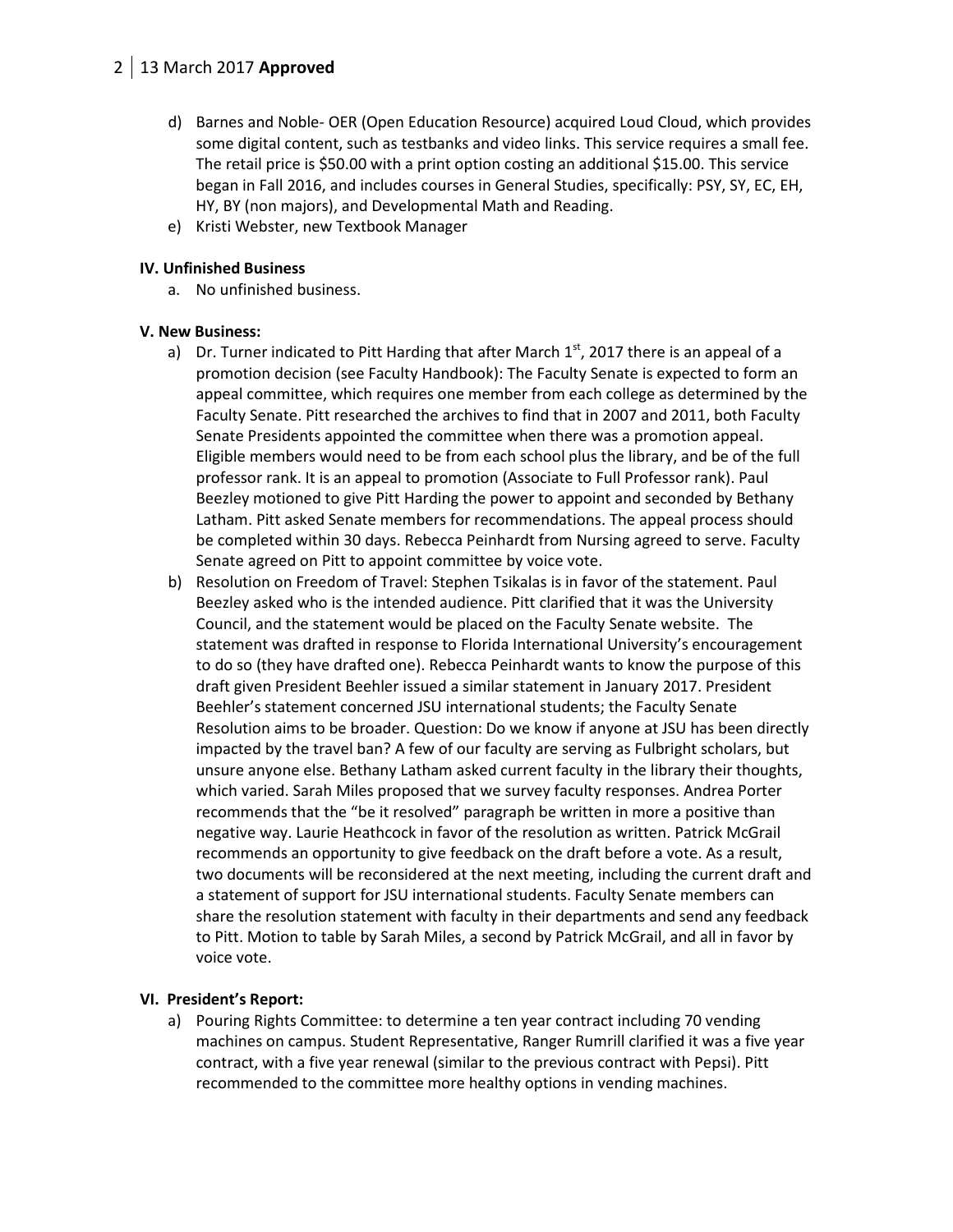d) Barnes and Noble- OER (Open Education Resource) acquired Loud Cloud, which provides some digital content, such as testbanks and video links. This service requires a small fee. The retail price is $50.00 with a print option costing an additional $15.00. This service began in Fall 2016, and includes courses in General Studies, specifically: PSY, SY, EC, EH, HY, BY (non majors), and Developmental Math and Reading.

e) Kristi Webster, new Textbook Manager

**IV. Unfinished Business**

a. No unfinished business.

**V. New Business:**

a) Dr. Turner indicated to Pitt Harding that after March 1st, 2017 there is an appeal of a promotion decision (see Faculty Handbook): The Faculty Senate is expected to form an appeal committee, which requires one member from each college as determined by the Faculty Senate. Pitt researched the archives to find that in 2007 and 2011, both Faculty Senate Presidents appointed the committee when there was a promotion appeal. Eligible members would need to be from each school plus the library, and be of the full professor rank. It is an appeal to promotion (Associate to Full Professor rank). Paul Beezley motioned to give Pitt Harding the power to appoint and seconded by Bethany Latham. Pitt asked Senate members for recommendations. The appeal process should be completed within 30 days. Rebecca Peinhardt from Nursing agreed to serve. Faculty Senate agreed on Pitt to appoint committee by voice vote.

b) Resolution on Freedom of Travel: Stephen Tsikalas is in favor of the statement. Paul Beezley asked who is the intended audience. Pitt clarified that it was the University Council, and the statement would be placed on the Faculty Senate website. The statement was drafted in response to Florida International University's encouragement to do so (they have drafted one). Rebecca Peinhardt wants to know the purpose of this draft given President Beehler issued a similar statement in January 2017. President Beehler's statement concerned JSU international students; the Faculty Senate Resolution aims to be broader. Question: Do we know if anyone at JSU has been directly impacted by the travel ban? A few of our faculty are serving as Fulbright scholars, but unsure anyone else. Bethany Latham asked current faculty in the library their thoughts, which varied. Sarah Miles proposed that we survey faculty responses. Andrea Porter recommends that the "be it resolved" paragraph be written in more a positive than negative way. Laurie Heathcock in favor of the resolution as written. Patrick McGrail recommends an opportunity to give feedback on the draft before a vote. As a result, two documents will be reconsidered at the next meeting, including the current draft and a statement of support for JSU international students. Faculty Senate members can share the resolution statement with faculty in their departments and send any feedback to Pitt. Motion to table by Sarah Miles, a second by Patrick McGrail, and all in favor by voice vote.

**VI. President's Report:**

a) Pouring Rights Committee: to determine a ten year contract including 70 vending machines on campus. Student Representative, Ranger Rumrill clarified it was a five year contract, with a five year renewal (similar to the previous contract with Pepsi). Pitt recommended to the committee more healthy options in vending machines.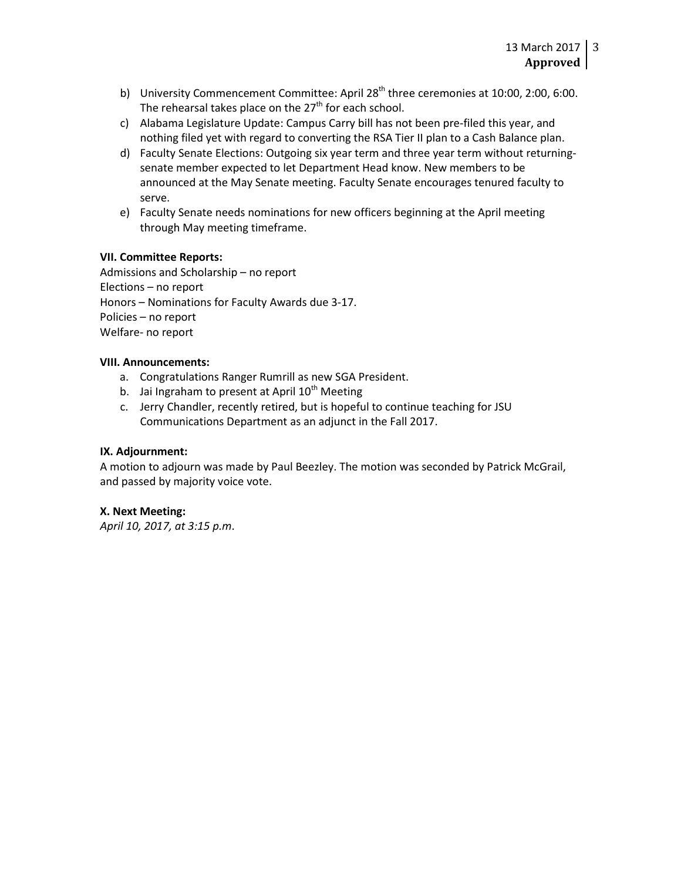b) University Commencement Committee: April 28th three ceremonies at 10:00, 2:00, 6:00. The rehearsal takes place on the 27th for each school.

c) Alabama Legislature Update: Campus Carry bill has not been pre-filed this year, and nothing filed yet with regard to converting the RSA Tier II plan to a Cash Balance plan.

d) Faculty Senate Elections: Outgoing six year term and three year term without returning-senate member expected to let Department Head know. New members to be announced at the May Senate meeting. Faculty Senate encourages tenured faculty to serve.

e) Faculty Senate needs nominations for new officers beginning at the April meeting through May meeting timeframe.

**VII. Committee Reports:**

Admissions and Scholarship – no report
Elections – no report
Honors – Nominations for Faculty Awards due 3-17.
Policies – no report
Welfare- no report

**VIII. Announcements:**

a. Congratulations Ranger Rumrill as new SGA President.
b. Jai Ingraham to present at April 10th Meeting
c. Jerry Chandler, recently retired, but is hopeful to continue teaching for JSU Communications Department as an adjunct in the Fall 2017.

**IX. Adjournment:**

A motion to adjourn was made by Paul Beezley. The motion was seconded by Patrick McGrail, and passed by majority voice vote.

**X. Next Meeting:**

*April 10, 2017, at 3:15 p.m*.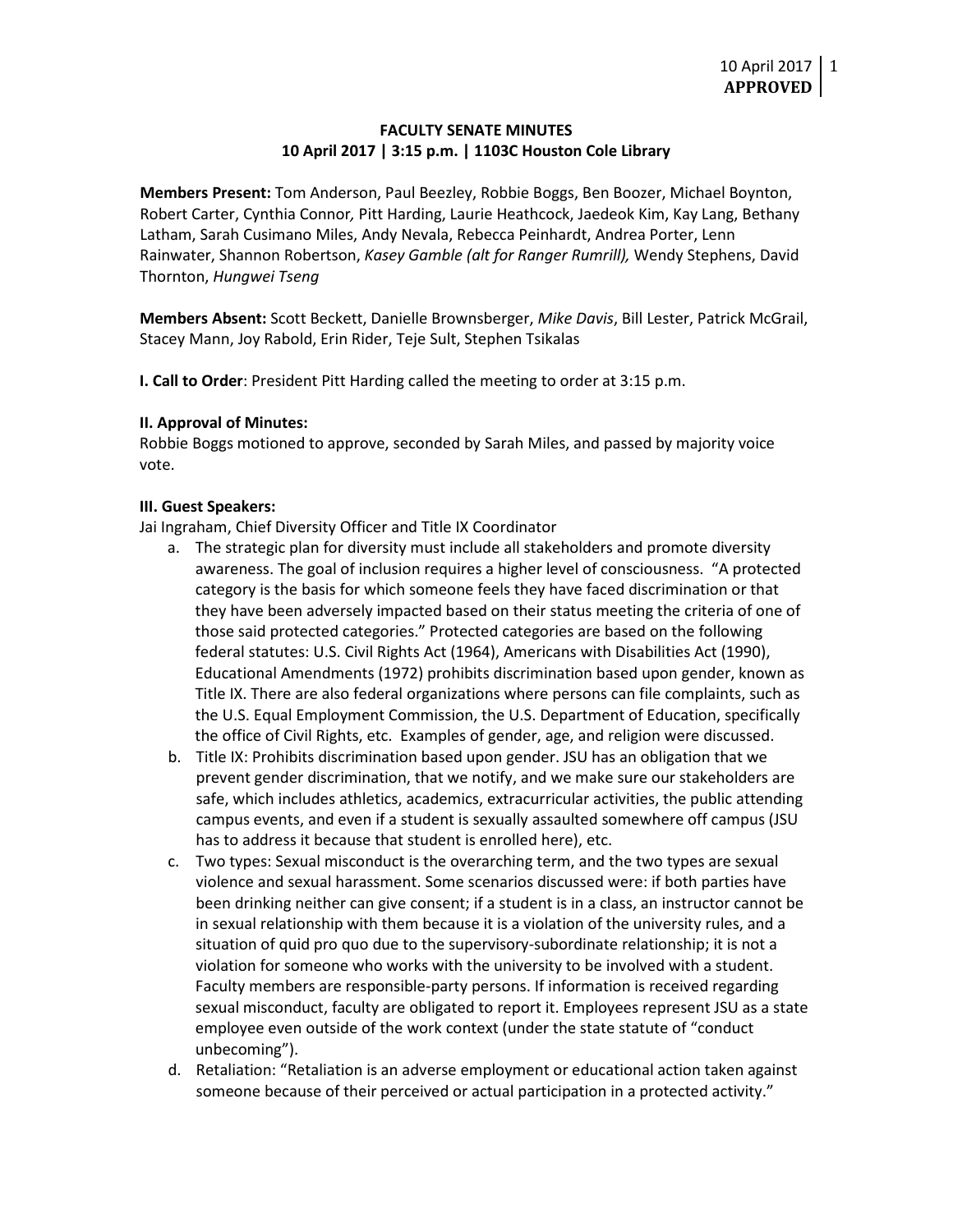10 April 2017
**APPROVED**

**FACULTY SENATE MINUTES**
**10 April 2017 | 3:15 p.m. | 1103C Houston Cole Library**

**Members Present:** Tom Anderson, Paul Beezley, Robbie Boggs, Ben Boozer, Michael Boynton, Robert Carter, Cynthia Connor*,* Pitt Harding, Laurie Heathcock, Jaedeok Kim, Kay Lang, Bethany Latham, Sarah Cusimano Miles, Andy Nevala, Rebecca Peinhardt, Andrea Porter, Lenn Rainwater, Shannon Robertson, *Kasey Gamble (alt for Ranger Rumrill),* Wendy Stephens, David Thornton, *Hungwei Tseng*

**Members Absent:** Scott Beckett, Danielle Brownsberger, *Mike Davis*, Bill Lester, Patrick McGrail, Stacey Mann, Joy Rabold, Erin Rider, Teje Sult, Stephen Tsikalas

**I. Call to Order**: President Pitt Harding called the meeting to order at 3:15 p.m.

**II. Approval of Minutes:**
Robbie Boggs motioned to approve, seconded by Sarah Miles, and passed by majority voice vote.

**III. Guest Speakers:**
Jai Ingraham, Chief Diversity Officer and Title IX Coordinator

a. The strategic plan for diversity must include all stakeholders and promote diversity awareness. The goal of inclusion requires a higher level of consciousness. "A protected category is the basis for which someone feels they have faced discrimination or that they have been adversely impacted based on their status meeting the criteria of one of those said protected categories." Protected categories are based on the following federal statutes: U.S. Civil Rights Act (1964), Americans with Disabilities Act (1990), Educational Amendments (1972) prohibits discrimination based upon gender, known as Title IX. There are also federal organizations where persons can file complaints, such as the U.S. Equal Employment Commission, the U.S. Department of Education, specifically the office of Civil Rights, etc. Examples of gender, age, and religion were discussed.
b. Title IX: Prohibits discrimination based upon gender. JSU has an obligation that we prevent gender discrimination, that we notify, and we make sure our stakeholders are safe, which includes athletics, academics, extracurricular activities, the public attending campus events, and even if a student is sexually assaulted somewhere off campus (JSU has to address it because that student is enrolled here), etc.
c. Two types: Sexual misconduct is the overarching term, and the two types are sexual violence and sexual harassment. Some scenarios discussed were: if both parties have been drinking neither can give consent; if a student is in a class, an instructor cannot be in sexual relationship with them because it is a violation of the university rules, and a situation of quid pro quo due to the supervisory-subordinate relationship; it is not a violation for someone who works with the university to be involved with a student. Faculty members are responsible-party persons. If information is received regarding sexual misconduct, faculty are obligated to report it. Employees represent JSU as a state employee even outside of the work context (under the state statute of "conduct unbecoming").
d. Retaliation: "Retaliation is an adverse employment or educational action taken against someone because of their perceived or actual participation in a protected activity."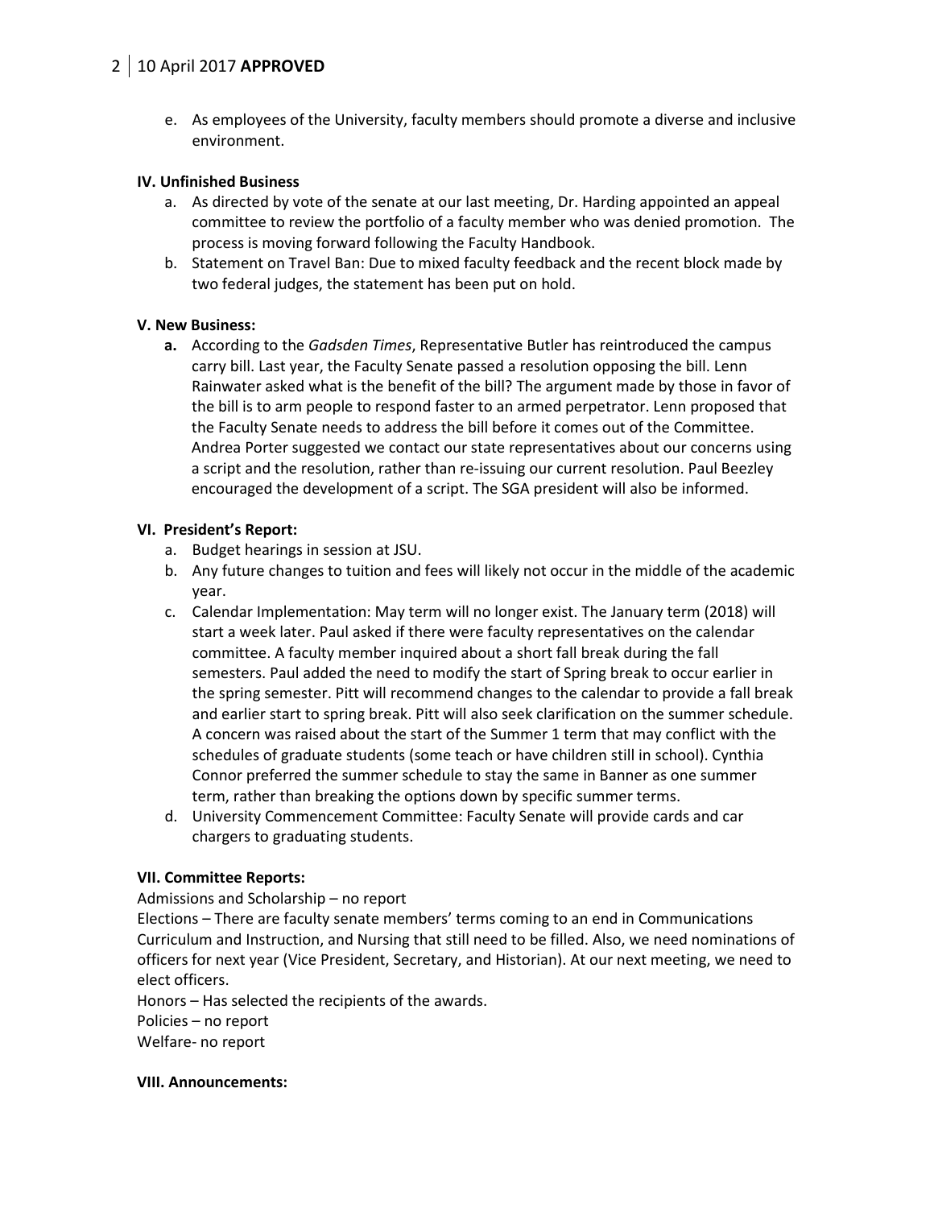e. As employees of the University, faculty members should promote a diverse and inclusive environment.

**IV. Unfinished Business**

a. As directed by vote of the senate at our last meeting, Dr. Harding appointed an appeal committee to review the portfolio of a faculty member who was denied promotion. The process is moving forward following the Faculty Handbook.

b. Statement on Travel Ban: Due to mixed faculty feedback and the recent block made by two federal judges, the statement has been put on hold.

**V. New Business:**

**a.** According to the *Gadsden Times*, Representative Butler has reintroduced the campus carry bill. Last year, the Faculty Senate passed a resolution opposing the bill. Lenn Rainwater asked what is the benefit of the bill? The argument made by those in favor of the bill is to arm people to respond faster to an armed perpetrator. Lenn proposed that the Faculty Senate needs to address the bill before it comes out of the Committee. Andrea Porter suggested we contact our state representatives about our concerns using a script and the resolution, rather than re-issuing our current resolution. Paul Beezley encouraged the development of a script. The SGA president will also be informed.

**VI. President's Report:**

a. Budget hearings in session at JSU.

b. Any future changes to tuition and fees will likely not occur in the middle of the academic year.

c. Calendar Implementation: May term will no longer exist. The January term (2018) will start a week later. Paul asked if there were faculty representatives on the calendar committee. A faculty member inquired about a short fall break during the fall semesters. Paul added the need to modify the start of Spring break to occur earlier in the spring semester. Pitt will recommend changes to the calendar to provide a fall break and earlier start to spring break. Pitt will also seek clarification on the summer schedule. A concern was raised about the start of the Summer 1 term that may conflict with the schedules of graduate students (some teach or have children still in school). Cynthia Connor preferred the summer schedule to stay the same in Banner as one summer term, rather than breaking the options down by specific summer terms.

d. University Commencement Committee: Faculty Senate will provide cards and car chargers to graduating students.

**VII. Committee Reports:**

Admissions and Scholarship – no report

Elections – There are faculty senate members' terms coming to an end in Communications Curriculum and Instruction, and Nursing that still need to be filled. Also, we need nominations of officers for next year (Vice President, Secretary, and Historian). At our next meeting, we need to elect officers.

Honors – Has selected the recipients of the awards.

Policies – no report

Welfare- no report

**VIII. Announcements:**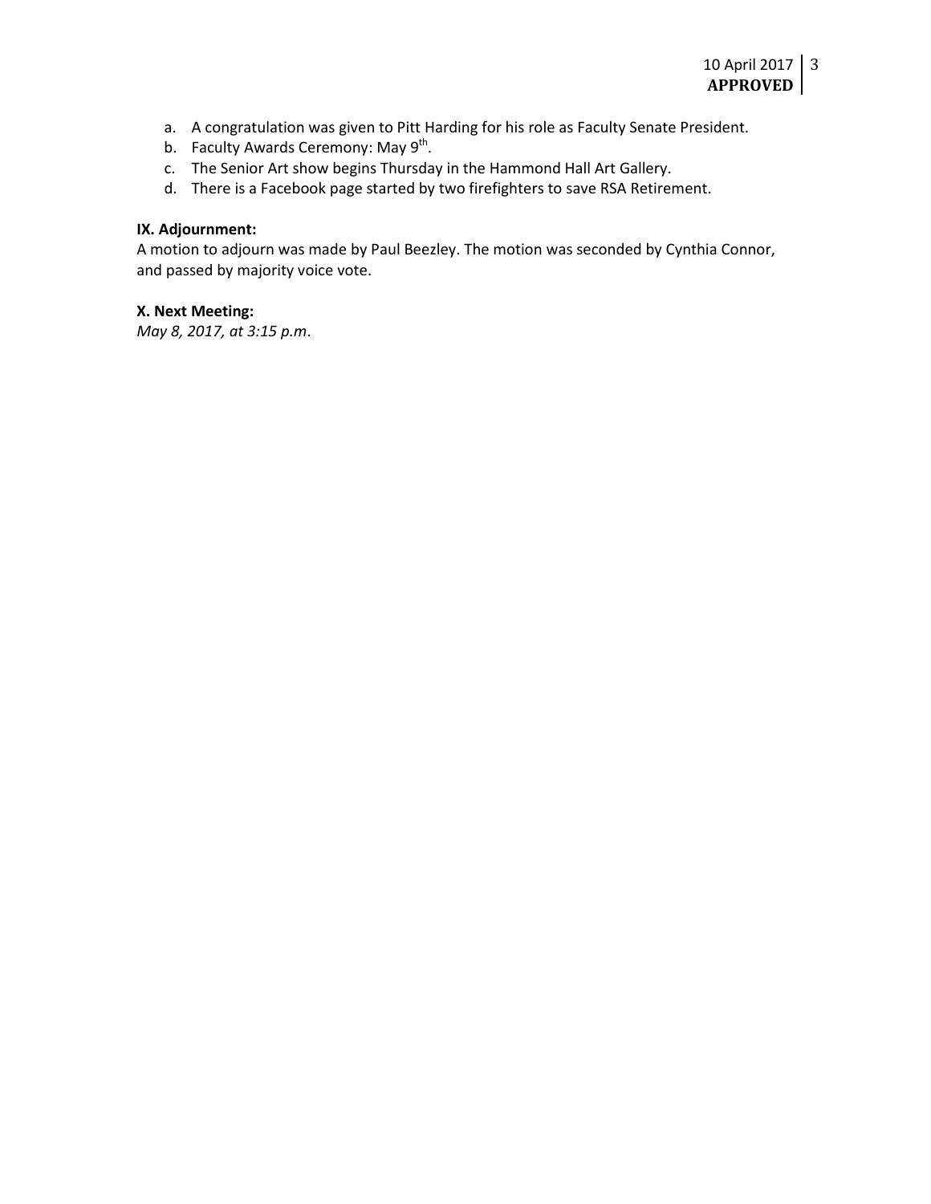a. A congratulation was given to Pitt Harding for his role as Faculty Senate President.
b. Faculty Awards Ceremony: May 9th.
c. The Senior Art show begins Thursday in the Hammond Hall Art Gallery.
d. There is a Facebook page started by two firefighters to save RSA Retirement.

**IX. Adjournment:**

A motion to adjourn was made by Paul Beezley. The motion was seconded by Cynthia Connor, and passed by majority voice vote.

**X. Next Meeting:**

*May 8, 2017, at 3:15 p.m*.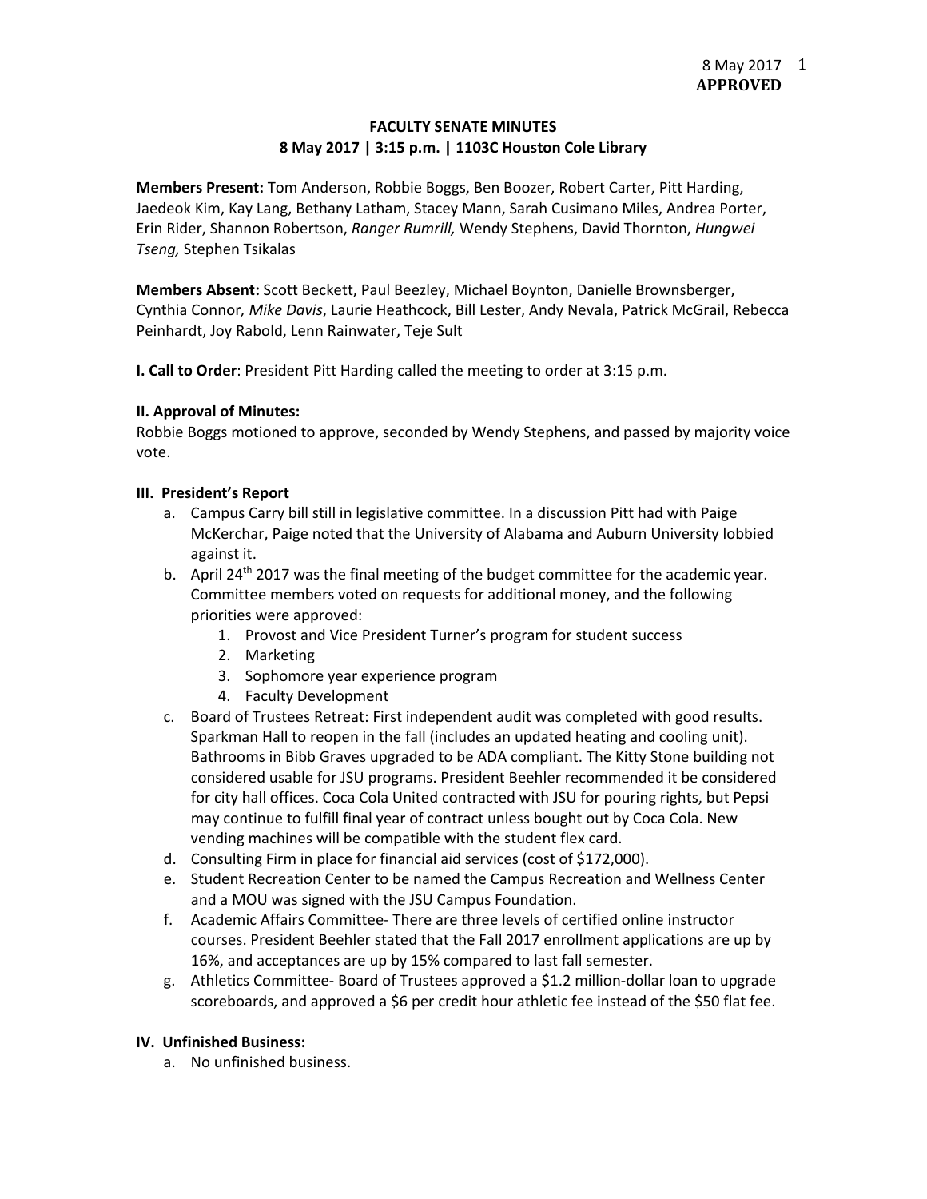8 May 2017
**APPROVED**

**FACULTY SENATE MINUTES**
**8 May 2017 | 3:15 p.m. | 1103C Houston Cole Library**

**Members Present:** Tom Anderson, Robbie Boggs, Ben Boozer, Robert Carter, Pitt Harding, Jaedeok Kim, Kay Lang, Bethany Latham, Stacey Mann, Sarah Cusimano Miles, Andrea Porter, Erin Rider, Shannon Robertson, *Ranger Rumrill,* Wendy Stephens, David Thornton, *Hungwei Tseng,* Stephen Tsikalas

**Members Absent:** Scott Beckett, Paul Beezley, Michael Boynton, Danielle Brownsberger, Cynthia Connor*, Mike Davis*, Laurie Heathcock, Bill Lester, Andy Nevala, Patrick McGrail, Rebecca Peinhardt, Joy Rabold, Lenn Rainwater, Teje Sult

**I. Call to Order**: President Pitt Harding called the meeting to order at 3:15 p.m.

**II. Approval of Minutes:**
Robbie Boggs motioned to approve, seconded by Wendy Stephens, and passed by majority voice vote.

**III. President's Report**

a. Campus Carry bill still in legislative committee. In a discussion Pitt had with Paige McKerchar, Paige noted that the University of Alabama and Auburn University lobbied against it.

b. April 24th 2017 was the final meeting of the budget committee for the academic year. Committee members voted on requests for additional money, and the following priorities were approved:
   1. Provost and Vice President Turner's program for student success
   2. Marketing
   3. Sophomore year experience program
   4. Faculty Development

c. Board of Trustees Retreat: First independent audit was completed with good results. Sparkman Hall to reopen in the fall (includes an updated heating and cooling unit). Bathrooms in Bibb Graves upgraded to be ADA compliant. The Kitty Stone building not considered usable for JSU programs. President Beehler recommended it be considered for city hall offices. Coca Cola United contracted with JSU for pouring rights, but Pepsi may continue to fulfill final year of contract unless bought out by Coca Cola. New vending machines will be compatible with the student flex card.

d. Consulting Firm in place for financial aid services (cost of $172,000).

e. Student Recreation Center to be named the Campus Recreation and Wellness Center and a MOU was signed with the JSU Campus Foundation.

f. Academic Affairs Committee- There are three levels of certified online instructor courses. President Beehler stated that the Fall 2017 enrollment applications are up by 16%, and acceptances are up by 15% compared to last fall semester.

g. Athletics Committee- Board of Trustees approved a $1.2 million-dollar loan to upgrade scoreboards, and approved a $6 per credit hour athletic fee instead of the $50 flat fee.

**IV. Unfinished Business:**

a. No unfinished business.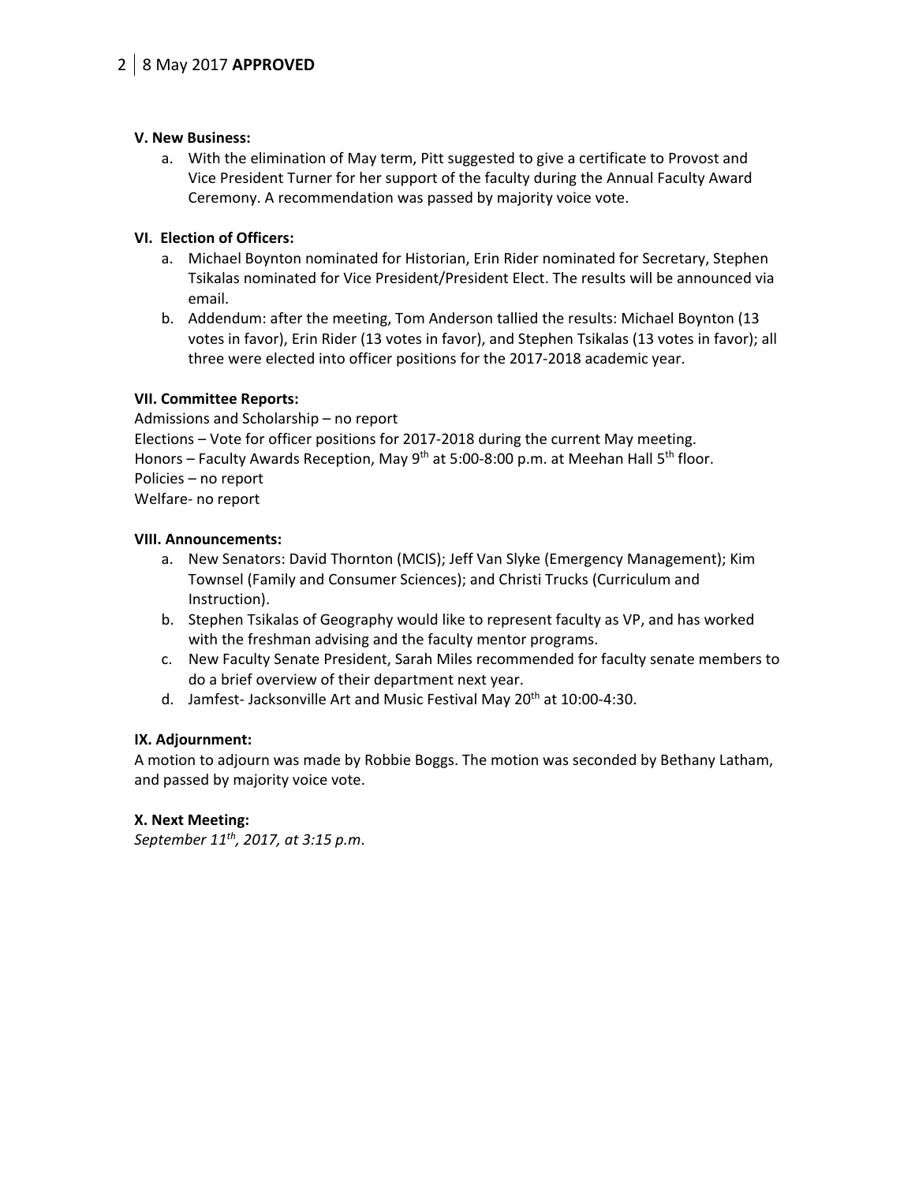**V. New Business:**

a. With the elimination of May term, Pitt suggested to give a certificate to Provost and Vice President Turner for her support of the faculty during the Annual Faculty Award Ceremony. A recommendation was passed by majority voice vote.

**VI. Election of Officers:**

a. Michael Boynton nominated for Historian, Erin Rider nominated for Secretary, Stephen Tsikalas nominated for Vice President/President Elect. The results will be announced via email.
b. Addendum: after the meeting, Tom Anderson tallied the results: Michael Boynton (13 votes in favor), Erin Rider (13 votes in favor), and Stephen Tsikalas (13 votes in favor); all three were elected into officer positions for the 2017-2018 academic year.

**VII. Committee Reports:**

Admissions and Scholarship – no report
Elections – Vote for officer positions for 2017-2018 during the current May meeting.
Honors – Faculty Awards Reception, May 9th at 5:00-8:00 p.m. at Meehan Hall 5th floor.
Policies – no report
Welfare- no report

**VIII. Announcements:**

a. New Senators: David Thornton (MCIS); Jeff Van Slyke (Emergency Management); Kim Townsel (Family and Consumer Sciences); and Christi Trucks (Curriculum and Instruction).
b. Stephen Tsikalas of Geography would like to represent faculty as VP, and has worked with the freshman advising and the faculty mentor programs.
c. New Faculty Senate President, Sarah Miles recommended for faculty senate members to do a brief overview of their department next year.
d. Jamfest- Jacksonville Art and Music Festival May 20th at 10:00-4:30.

**IX. Adjournment:**

A motion to adjourn was made by Robbie Boggs. The motion was seconded by Bethany Latham, and passed by majority voice vote.

**X. Next Meeting:**

*September 11th, 2017, at 3:15 p.m*.